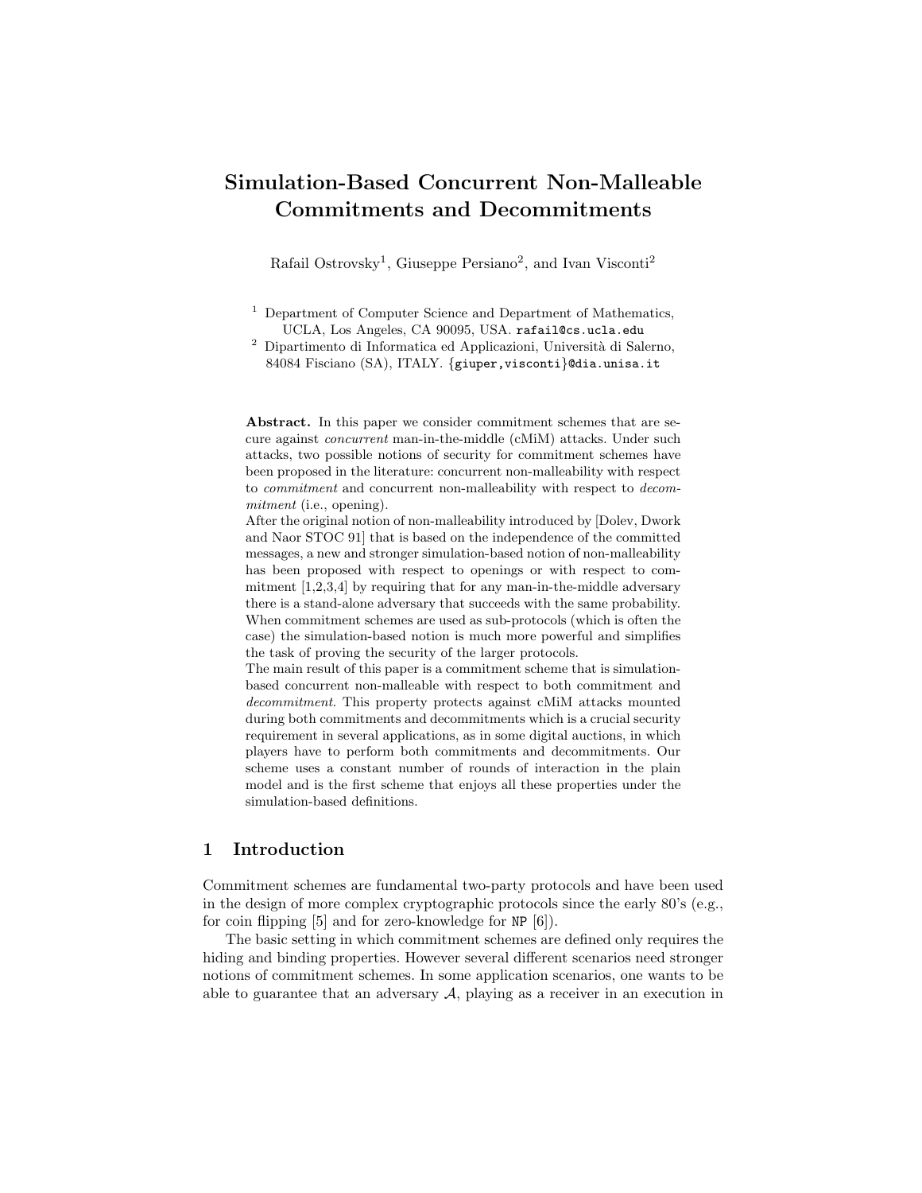# Simulation-Based Concurrent Non-Malleable Commitments and Decommitments

Rafail Ostrovsky[1], Giuseppe Persiano[2], and Ivan Visconti[2]

[1] Department of Computer Science and Department of Mathematics, UCLA, Los Angeles, CA 90095, USA. rafail@cs.ucla.edu

[2] Dipartimento di Informatica ed Applicazioni, Università di Salerno, 84084 Fisciano (SA), ITALY. {giuper,visconti}@dia.unisa.it

**Abstract.** In this paper we consider commitment schemes that are secure against *concurrent* man-in-the-middle (cMiM) attacks. Under such attacks, two possible notions of security for commitment schemes have been proposed in the literature: concurrent non-malleability with respect to *commitment* and concurrent non-malleability with respect to *decommitment* (i.e., opening).

After the original notion of non-malleability introduced by [Dolev, Dwork and Naor STOC 91] that is based on the independence of the committed messages, a new and stronger simulation-based notion of non-malleability has been proposed with respect to openings or with respect to commitment [1,2,3,4] by requiring that for any man-in-the-middle adversary there is a stand-alone adversary that succeeds with the same probability. When commitment schemes are used as sub-protocols (which is often the case) the simulation-based notion is much more powerful and simplifies the task of proving the security of the larger protocols.

The main result of this paper is a commitment scheme that is simulation-based concurrent non-malleable with respect to both commitment and *decommitment*. This property protects against cMiM attacks mounted during both commitments and decommitments which is a crucial security requirement in several applications, as in some digital auctions, in which players have to perform both commitments and decommitments. Our scheme uses a constant number of rounds of interaction in the plain model and is the first scheme that enjoys all these properties under the simulation-based definitions.

## 1 Introduction

Commitment schemes are fundamental two-party protocols and have been used in the design of more complex cryptographic protocols since the early 80's (e.g., for coin flipping [5] and for zero-knowledge for NP [6]).

The basic setting in which commitment schemes are defined only requires the hiding and binding properties. However several different scenarios need stronger notions of commitment schemes. In some application scenarios, one wants to be able to guarantee that an adversary $\mathcal{A}$, playing as a receiver in an execution in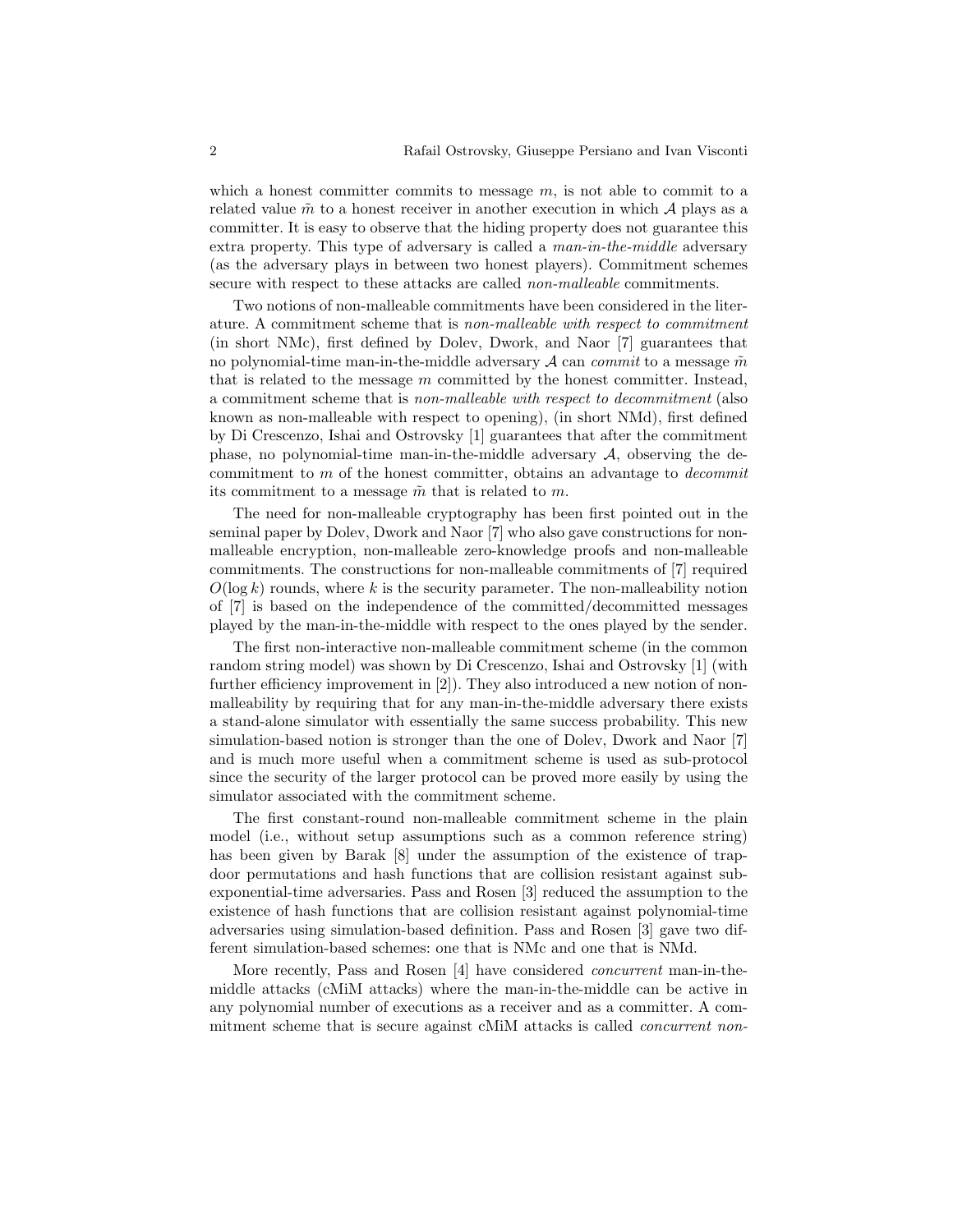which a honest committer commits to message $m$, is not able to commit to a related value $\tilde{m}$ to a honest receiver in another execution in which $\mathcal{A}$ plays as a committer. It is easy to observe that the hiding property does not guarantee this extra property. This type of adversary is called a *man-in-the-middle* adversary (as the adversary plays in between two honest players). Commitment schemes secure with respect to these attacks are called *non-malleable* commitments.

Two notions of non-malleable commitments have been considered in the literature. A commitment scheme that is *non-malleable with respect to commitment* (in short NMc), first defined by Dolev, Dwork, and Naor [7] guarantees that no polynomial-time man-in-the-middle adversary $\mathcal{A}$ can *commit* to a message $\tilde{m}$ that is related to the message $m$ committed by the honest committer. Instead, a commitment scheme that is *non-malleable with respect to decommitment* (also known as non-malleable with respect to opening), (in short NMd), first defined by Di Crescenzo, Ishai and Ostrovsky [1] guarantees that after the commitment phase, no polynomial-time man-in-the-middle adversary $\mathcal{A}$, observing the decommitment to $m$ of the honest committer, obtains an advantage to *decommit* its commitment to a message $\tilde{m}$ that is related to $m$.

The need for non-malleable cryptography has been first pointed out in the seminal paper by Dolev, Dwork and Naor [7] who also gave constructions for non-malleable encryption, non-malleable zero-knowledge proofs and non-malleable commitments. The constructions for non-malleable commitments of [7] required $O(\log k)$ rounds, where $k$ is the security parameter. The non-malleability notion of [7] is based on the independence of the committed/decommitted messages played by the man-in-the-middle with respect to the ones played by the sender.

The first non-interactive non-malleable commitment scheme (in the common random string model) was shown by Di Crescenzo, Ishai and Ostrovsky [1] (with further efficiency improvement in [2]). They also introduced a new notion of non-malleability by requiring that for any man-in-the-middle adversary there exists a stand-alone simulator with essentially the same success probability. This new simulation-based notion is stronger than the one of Dolev, Dwork and Naor [7] and is much more useful when a commitment scheme is used as sub-protocol since the security of the larger protocol can be proved more easily by using the simulator associated with the commitment scheme.

The first constant-round non-malleable commitment scheme in the plain model (i.e., without setup assumptions such as a common reference string) has been given by Barak [8] under the assumption of the existence of trapdoor permutations and hash functions that are collision resistant against sub-exponential-time adversaries. Pass and Rosen [3] reduced the assumption to the existence of hash functions that are collision resistant against polynomial-time adversaries using simulation-based definition. Pass and Rosen [3] gave two different simulation-based schemes: one that is NMc and one that is NMd.

More recently, Pass and Rosen [4] have considered *concurrent* man-in-the-middle attacks (cMiM attacks) where the man-in-the-middle can be active in any polynomial number of executions as a receiver and as a committer. A commitment scheme that is secure against cMiM attacks is called *concurrent non-*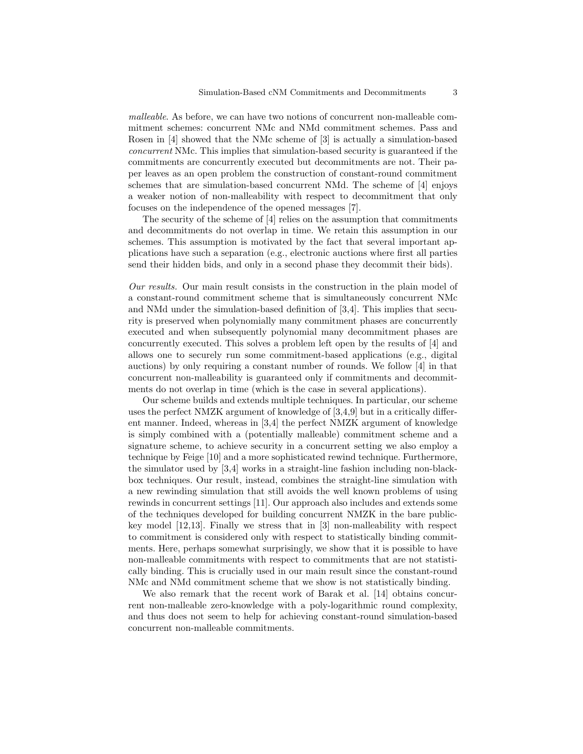*malleable*. As before, we can have two notions of concurrent non-malleable commitment schemes: concurrent NMc and NMd commitment schemes. Pass and Rosen in [4] showed that the NMc scheme of [3] is actually a simulation-based *concurrent* NMc. This implies that simulation-based security is guaranteed if the commitments are concurrently executed but decommitments are not. Their paper leaves as an open problem the construction of constant-round commitment schemes that are simulation-based concurrent NMd. The scheme of [4] enjoys a weaker notion of non-malleability with respect to decommitment that only focuses on the independence of the opened messages [7].

The security of the scheme of [4] relies on the assumption that commitments and decommitments do not overlap in time. We retain this assumption in our schemes. This assumption is motivated by the fact that several important applications have such a separation (e.g., electronic auctions where first all parties send their hidden bids, and only in a second phase they decommit their bids).

*Our results.* Our main result consists in the construction in the plain model of a constant-round commitment scheme that is simultaneously concurrent NMc and NMd under the simulation-based definition of [3,4]. This implies that security is preserved when polynomially many commitment phases are concurrently executed and when subsequently polynomial many decommitment phases are concurrently executed. This solves a problem left open by the results of [4] and allows one to securely run some commitment-based applications (e.g., digital auctions) by only requiring a constant number of rounds. We follow [4] in that concurrent non-malleability is guaranteed only if commitments and decommitments do not overlap in time (which is the case in several applications).

Our scheme builds and extends multiple techniques. In particular, our scheme uses the perfect NMZK argument of knowledge of [3,4,9] but in a critically different manner. Indeed, whereas in [3,4] the perfect NMZK argument of knowledge is simply combined with a (potentially malleable) commitment scheme and a signature scheme, to achieve security in a concurrent setting we also employ a technique by Feige [10] and a more sophisticated rewind technique. Furthermore, the simulator used by [3,4] works in a straight-line fashion including non-black-box techniques. Our result, instead, combines the straight-line simulation with a new rewinding simulation that still avoids the well known problems of using rewinds in concurrent settings [11]. Our approach also includes and extends some of the techniques developed for building concurrent NMZK in the bare public-key model [12,13]. Finally we stress that in [3] non-malleability with respect to commitment is considered only with respect to statistically binding commitments. Here, perhaps somewhat surprisingly, we show that it is possible to have non-malleable commitments with respect to commitments that are not statistically binding. This is crucially used in our main result since the constant-round NMc and NMd commitment scheme that we show is not statistically binding.

We also remark that the recent work of Barak et al. [14] obtains concurrent non-malleable zero-knowledge with a poly-logarithmic round complexity, and thus does not seem to help for achieving constant-round simulation-based concurrent non-malleable commitments.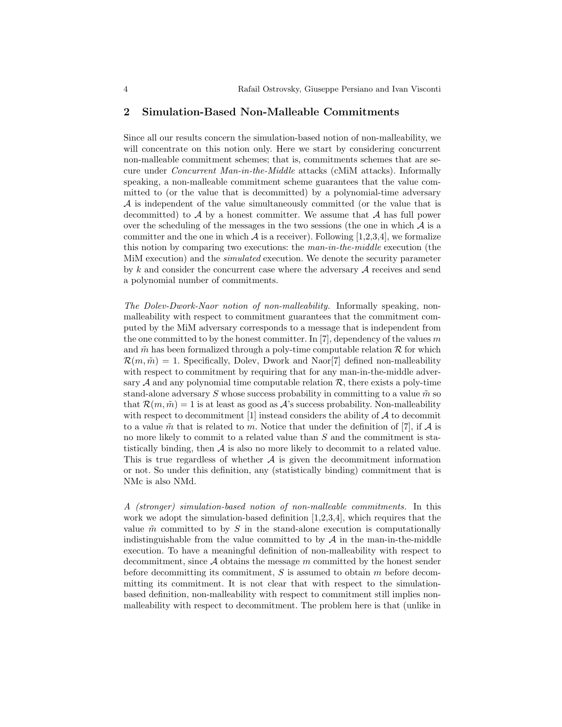## 2 Simulation-Based Non-Malleable Commitments

Since all our results concern the simulation-based notion of non-malleability, we will concentrate on this notion only. Here we start by considering concurrent non-malleable commitment schemes; that is, commitments schemes that are secure under *Concurrent Man-in-the-Middle* attacks (cMiM attacks). Informally speaking, a non-malleable commitment scheme guarantees that the value committed to (or the value that is decommitted) by a polynomial-time adversary $\mathcal{A}$ is independent of the value simultaneously committed (or the value that is decommitted) to $\mathcal{A}$ by a honest committer. We assume that $\mathcal{A}$ has full power over the scheduling of the messages in the two sessions (the one in which $\mathcal{A}$ is a committer and the one in which $\mathcal{A}$ is a receiver). Following [1,2,3,4], we formalize this notion by comparing two executions: the *man-in-the-middle* execution (the MiM execution) and the *simulated* execution. We denote the security parameter by $k$ and consider the concurrent case where the adversary $\mathcal{A}$ receives and send a polynomial number of commitments.

*The Dolev-Dwork-Naor notion of non-malleability.* Informally speaking, non-malleability with respect to commitment guarantees that the commitment computed by the MiM adversary corresponds to a message that is independent from the one committed to by the honest committer. In [7], dependency of the values $m$ and $\tilde{m}$ has been formalized through a poly-time computable relation $\mathcal{R}$ for which $\mathcal{R}(m, \tilde{m}) = 1$. Specifically, Dolev, Dwork and Naor[7] defined non-malleability with respect to commitment by requiring that for any man-in-the-middle adversary $\mathcal{A}$ and any polynomial time computable relation $\mathcal{R}$, there exists a poly-time stand-alone adversary $S$ whose success probability in committing to a value $\tilde{m}$ so that $\mathcal{R}(m, \tilde{m}) = 1$ is at least as good as $\mathcal{A}$'s success probability. Non-malleability with respect to decommitment [1] instead considers the ability of $\mathcal{A}$ to decommit to a value $\tilde{m}$ that is related to $m$. Notice that under the definition of [7], if $\mathcal{A}$ is no more likely to commit to a related value than $S$ and the commitment is statistically binding, then $\mathcal{A}$ is also no more likely to decommit to a related value. This is true regardless of whether $\mathcal{A}$ is given the decommitment information or not. So under this definition, any (statistically binding) commitment that is NMc is also NMd.

*A (stronger) simulation-based notion of non-malleable commitments.* In this work we adopt the simulation-based definition [1,2,3,4], which requires that the value $\tilde{m}$ committed to by $S$ in the stand-alone execution is computationally indistinguishable from the value committed to by $\mathcal{A}$ in the man-in-the-middle execution. To have a meaningful definition of non-malleability with respect to decommitment, since $\mathcal{A}$ obtains the message $m$ committed by the honest sender before decommitting its commitment, $S$ is assumed to obtain $m$ before decommitting its commitment. It is not clear that with respect to the simulation-based definition, non-malleability with respect to commitment still implies non-malleability with respect to decommitment. The problem here is that (unlike in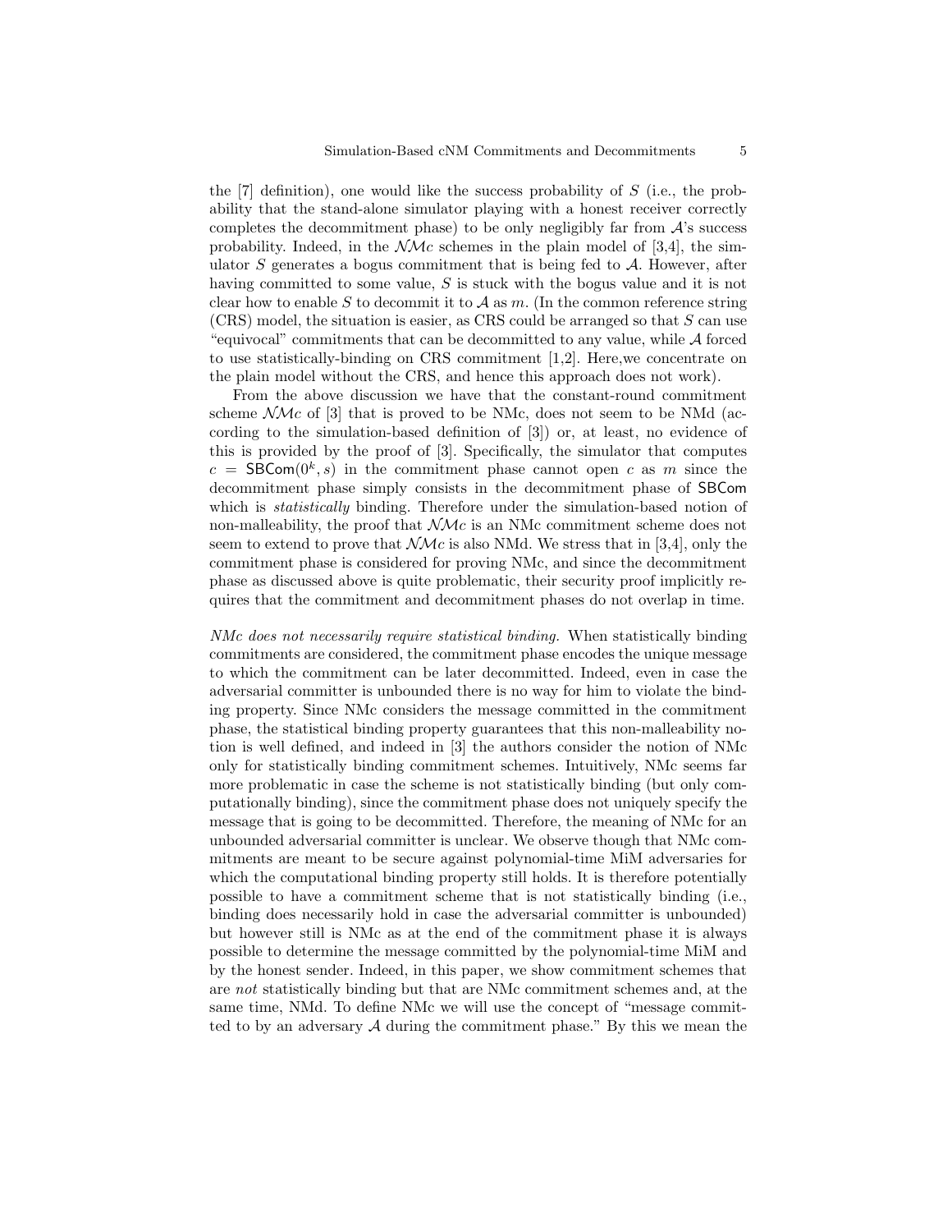the [7] definition), one would like the success probability of $S$ (i.e., the probability that the stand-alone simulator playing with a honest receiver correctly completes the decommitment phase) to be only negligibly far from $\mathcal{A}$'s success probability. Indeed, in the $\mathcal{NM}c$ schemes in the plain model of [3,4], the simulator $S$ generates a bogus commitment that is being fed to $\mathcal{A}$. However, after having committed to some value, $S$ is stuck with the bogus value and it is not clear how to enable $S$ to decommit it to $\mathcal{A}$ as $m$. (In the common reference string (CRS) model, the situation is easier, as CRS could be arranged so that $S$ can use "equivocal" commitments that can be decommitted to any value, while $\mathcal{A}$ forced to use statistically-binding on CRS commitment [1,2]. Here,we concentrate on the plain model without the CRS, and hence this approach does not work).

From the above discussion we have that the constant-round commitment scheme $\mathcal{NM}c$ of [3] that is proved to be NMc, does not seem to be NMd (according to the simulation-based definition of [3]) or, at least, no evidence of this is provided by the proof of [3]. Specifically, the simulator that computes $c = \mathsf{SBCom}(0^k, s)$ in the commitment phase cannot open $c$ as $m$ since the decommitment phase simply consists in the decommitment phase of $\mathsf{SBCom}$ which is *statistically* binding. Therefore under the simulation-based notion of non-malleability, the proof that $\mathcal{NM}c$ is an NMc commitment scheme does not seem to extend to prove that $\mathcal{NM}c$ is also NMd. We stress that in [3,4], only the commitment phase is considered for proving NMc, and since the decommitment phase as discussed above is quite problematic, their security proof implicitly requires that the commitment and decommitment phases do not overlap in time.

*NMc does not necessarily require statistical binding.* When statistically binding commitments are considered, the commitment phase encodes the unique message to which the commitment can be later decommitted. Indeed, even in case the adversarial committer is unbounded there is no way for him to violate the binding property. Since NMc considers the message committed in the commitment phase, the statistical binding property guarantees that this non-malleability notion is well defined, and indeed in [3] the authors consider the notion of NMc only for statistically binding commitment schemes. Intuitively, NMc seems far more problematic in case the scheme is not statistically binding (but only computationally binding), since the commitment phase does not uniquely specify the message that is going to be decommitted. Therefore, the meaning of NMc for an unbounded adversarial committer is unclear. We observe though that NMc commitments are meant to be secure against polynomial-time MiM adversaries for which the computational binding property still holds. It is therefore potentially possible to have a commitment scheme that is not statistically binding (i.e., binding does necessarily hold in case the adversarial committer is unbounded) but however still is NMc as at the end of the commitment phase it is always possible to determine the message committed by the polynomial-time MiM and by the honest sender. Indeed, in this paper, we show commitment schemes that are *not* statistically binding but that are NMc commitment schemes and, at the same time, NMd. To define NMc we will use the concept of "message committed to by an adversary $\mathcal{A}$ during the commitment phase." By this we mean the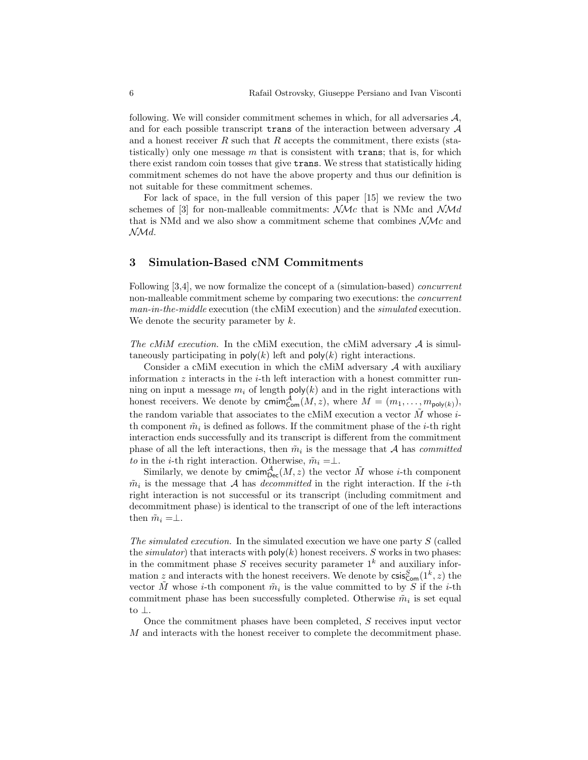following. We will consider commitment schemes in which, for all adversaries $\mathcal{A}$, and for each possible transcript trans of the interaction between adversary $\mathcal{A}$ and a honest receiver $R$ such that $R$ accepts the commitment, there exists (statistically) only one message $m$ that is consistent with trans; that is, for which there exist random coin tosses that give trans. We stress that statistically hiding commitment schemes do not have the above property and thus our definition is not suitable for these commitment schemes.

For lack of space, in the full version of this paper [15] we review the two schemes of [3] for non-malleable commitments: $\mathcal{NM}c$ that is NMc and $\mathcal{NM}d$ that is NMd and we also show a commitment scheme that combines $\mathcal{NM}c$ and $\mathcal{NM}d$.

## 3 Simulation-Based cNM Commitments

Following [3,4], we now formalize the concept of a (simulation-based) *concurrent* non-malleable commitment scheme by comparing two executions: the *concurrent man-in-the-middle* execution (the cMiM execution) and the *simulated* execution. We denote the security parameter by $k$.

*The cMiM execution.* In the cMiM execution, the cMiM adversary $\mathcal{A}$ is simultaneously participating in $\mathsf{poly}(k)$ left and $\mathsf{poly}(k)$ right interactions.

Consider a cMiM execution in which the cMiM adversary $\mathcal{A}$ with auxiliary information $z$ interacts in the $i$-th left interaction with a honest committer running on input a message $m_i$ of length $\mathsf{poly}(k)$ and in the right interactions with honest receivers. We denote by $\mathsf{cmim}^{\mathcal{A}}_{\mathsf{Com}}(M, z)$, where $M = (m_1, \ldots, m_{\mathsf{poly}(k)})$, the random variable that associates to the cMiM execution a vector $\tilde{M}$ whose $i$-th component $\tilde{m}_i$ is defined as follows. If the commitment phase of the $i$-th right interaction ends successfully and its transcript is different from the commitment phase of all the left interactions, then $\tilde{m}_i$ is the message that $\mathcal{A}$ has *committed to* in the $i$-th right interaction. Otherwise, $\tilde{m}_i = \perp$.

Similarly, we denote by $\mathsf{cmim}^{\mathcal{A}}_{\mathsf{Dec}}(M, z)$ the vector $\tilde{M}$ whose $i$-th component $\tilde{m}_i$ is the message that $\mathcal{A}$ has *decommitted* in the right interaction. If the $i$-th right interaction is not successful or its transcript (including commitment and decommitment phase) is identical to the transcript of one of the left interactions then $\tilde{m}_i = \perp$.

*The simulated execution.* In the simulated execution we have one party $S$ (called the *simulator*) that interacts with $\mathsf{poly}(k)$ honest receivers. $S$ works in two phases: in the commitment phase $S$ receives security parameter $1^k$ and auxiliary information $z$ and interacts with the honest receivers. We denote by $\mathsf{csis}^{S}_{\mathsf{Com}}(1^k, z)$ the vector $\tilde{M}$ whose $i$-th component $\tilde{m}_i$ is the value committed to by $S$ if the $i$-th commitment phase has been successfully completed. Otherwise $\tilde{m}_i$ is set equal to $\perp$.

Once the commitment phases have been completed, $S$ receives input vector $M$ and interacts with the honest receiver to complete the decommitment phase.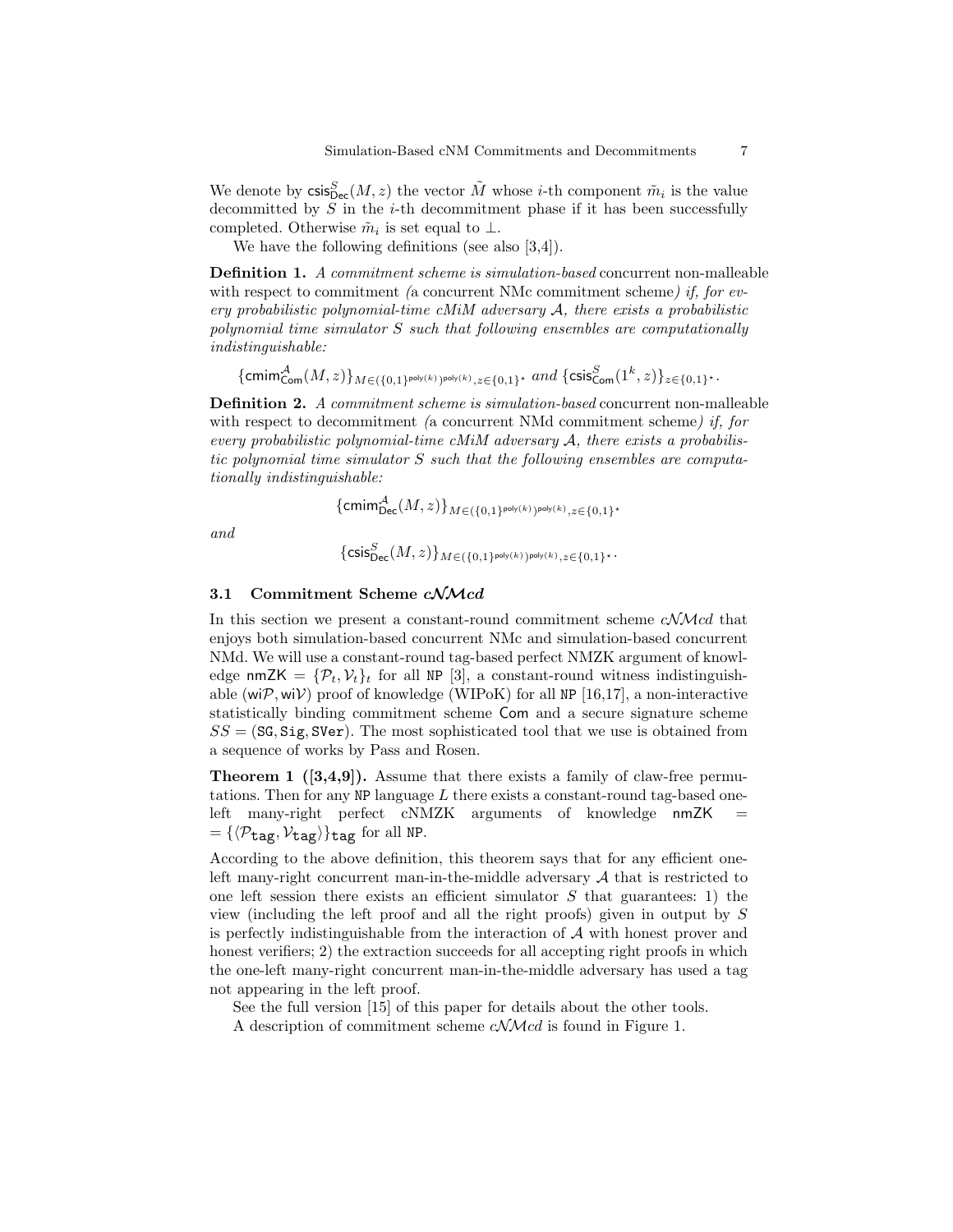We denote by $\mathsf{csis}^S_{\mathsf{Dec}}(M, z)$ the vector $\tilde{M}$ whose $i$-th component $\tilde{m}_i$ is the value decommitted by $S$ in the $i$-th decommitment phase if it has been successfully completed. Otherwise $\tilde{m}_i$ is set equal to $\perp$.

We have the following definitions (see also [3,4]).

**Definition 1.** *A commitment scheme is simulation-based* concurrent non-malleable with respect to commitment *(*a concurrent NMc commitment scheme*) if, for every probabilistic polynomial-time cMiM adversary $\mathcal{A}$, there exists a probabilistic polynomial time simulator $S$ such that following ensembles are computationally indistinguishable:*

$$\{\mathsf{cmim}^{\mathcal{A}}_{\mathsf{Com}}(M, z)\}_{M \in (\{0,1\}^{\mathsf{poly}(k)})^{\mathsf{poly}(k)}, z \in \{0,1\}^\star} \text{ and } \{\mathsf{csis}^S_{\mathsf{Com}}(1^k, z)\}_{z \in \{0,1\}^\star}.$$

**Definition 2.** *A commitment scheme is simulation-based* concurrent non-malleable with respect to decommitment *(*a concurrent NMd commitment scheme*) if, for every probabilistic polynomial-time cMiM adversary $\mathcal{A}$, there exists a probabilistic polynomial time simulator $S$ such that the following ensembles are computationally indistinguishable:*

$$\{\mathsf{cmim}^{\mathcal{A}}_{\mathsf{Dec}}(M, z)\}_{M \in (\{0,1\}^{\mathsf{poly}(k)})^{\mathsf{poly}(k)}, z \in \{0,1\}^\star}$$

*and*

$$\{\mathsf{csis}^S_{\mathsf{Dec}}(M, z)\}_{M \in (\{0,1\}^{\mathsf{poly}(k)})^{\mathsf{poly}(k)}, z \in \{0,1\}^\star}.$$

### 3.1 Commitment Scheme $c\mathcal{NM}cd$

In this section we present a constant-round commitment scheme $c\mathcal{NM}cd$ that enjoys both simulation-based concurrent NMc and simulation-based concurrent NMd. We will use a constant-round tag-based perfect NMZK argument of knowledge $\mathsf{nmZK} = \{\mathcal{P}_t, \mathcal{V}_t\}_t$ for all NP [3], a constant-round witness indistinguishable ($\mathsf{wi}\mathcal{P}, \mathsf{wi}\mathcal{V}$) proof of knowledge (WIPoK) for all NP [16,17], a non-interactive statistically binding commitment scheme $\mathsf{Com}$ and a secure signature scheme $SS = (\mathtt{SG}, \mathtt{Sig}, \mathtt{SVer})$. The most sophisticated tool that we use is obtained from a sequence of works by Pass and Rosen.

**Theorem 1 ([3,4,9]).** Assume that there exists a family of claw-free permutations. Then for any NP language $L$ there exists a constant-round tag-based one-left many-right perfect cNMZK arguments of knowledge $\mathsf{nmZK} = \{\langle \mathcal{P}_{\mathtt{tag}}, \mathcal{V}_{\mathtt{tag}} \rangle\}_{\mathtt{tag}}$ for all NP.

According to the above definition, this theorem says that for any efficient one-left many-right concurrent man-in-the-middle adversary $\mathcal{A}$ that is restricted to one left session there exists an efficient simulator $S$ that guarantees: 1) the view (including the left proof and all the right proofs) given in output by $S$ is perfectly indistinguishable from the interaction of $\mathcal{A}$ with honest prover and honest verifiers; 2) the extraction succeeds for all accepting right proofs in which the one-left many-right concurrent man-in-the-middle adversary has used a tag not appearing in the left proof.

See the full version [15] of this paper for details about the other tools.

A description of commitment scheme $c\mathcal{NM}cd$ is found in Figure 1.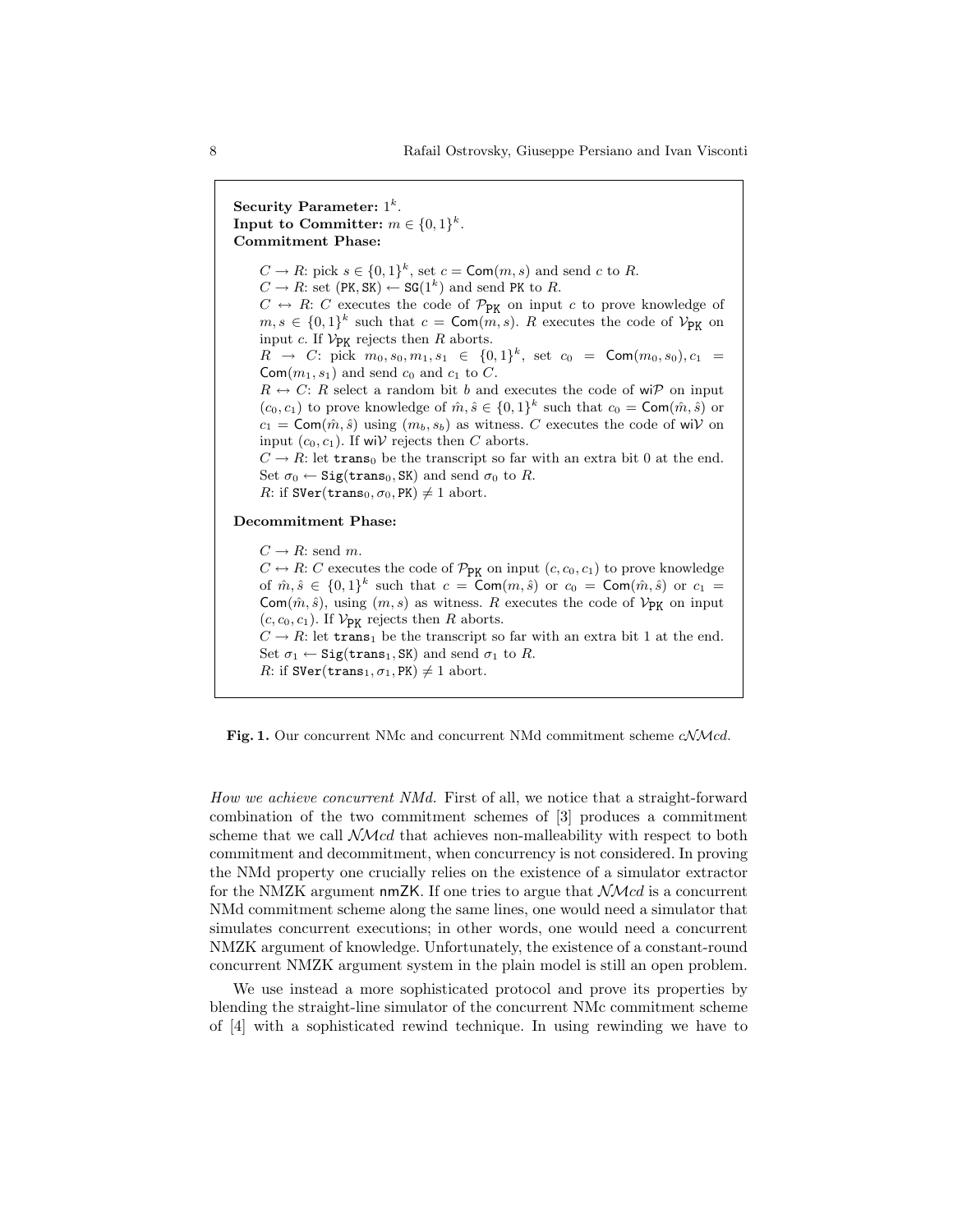**Security Parameter:** $1^k$.
**Input to Committer:** $m \in \{0,1\}^k$.
**Commitment Phase:**

$C \to R$: pick $s \in \{0,1\}^k$, set $c = \mathsf{Com}(m,s)$ and send $c$ to $R$.
$C \to R$: set $(\mathtt{PK}, \mathtt{SK}) \leftarrow \mathtt{SG}(1^k)$ and send PK to $R$.
$C \leftrightarrow R$: $C$ executes the code of $\mathcal{P}_{\mathtt{PK}}$ on input $c$ to prove knowledge of $m, s \in \{0,1\}^k$ such that $c = \mathsf{Com}(m,s)$. $R$ executes the code of $\mathcal{V}_{\mathtt{PK}}$ on input $c$. If $\mathcal{V}_{\mathtt{PK}}$ rejects then $R$ aborts.
$R \to C$: pick $m_0, s_0, m_1, s_1 \in \{0,1\}^k$, set $c_0 = \mathsf{Com}(m_0, s_0), c_1 = \mathsf{Com}(m_1, s_1)$ and send $c_0$ and $c_1$ to $C$.
$R \leftrightarrow C$: $R$ select a random bit $b$ and executes the code of $\mathsf{wi}\mathcal{P}$ on input $(c_0, c_1)$ to prove knowledge of $\hat{m}, \hat{s} \in \{0,1\}^k$ such that $c_0 = \mathsf{Com}(\hat{m}, \hat{s})$ or $c_1 = \mathsf{Com}(\hat{m}, \hat{s})$ using $(m_b, s_b)$ as witness. $C$ executes the code of $\mathsf{wi}\mathcal{V}$ on input $(c_0, c_1)$. If $\mathsf{wi}\mathcal{V}$ rejects then $C$ aborts.
$C \to R$: let $\mathtt{trans}_0$ be the transcript so far with an extra bit 0 at the end. Set $\sigma_0 \leftarrow \mathtt{Sig}(\mathtt{trans}_0, \mathtt{SK})$ and send $\sigma_0$ to $R$.
$R$: if $\mathtt{SVer}(\mathtt{trans}_0, \sigma_0, \mathtt{PK}) \neq 1$ abort.

**Decommitment Phase:**

$C \to R$: send $m$.
$C \leftrightarrow R$: $C$ executes the code of $\mathcal{P}_{\mathtt{PK}}$ on input $(c, c_0, c_1)$ to prove knowledge of $\hat{m}, \hat{s} \in \{0,1\}^k$ such that $c = \mathsf{Com}(m, \hat{s})$ or $c_0 = \mathsf{Com}(\hat{m}, \hat{s})$ or $c_1 = \mathsf{Com}(\hat{m}, \hat{s})$, using $(m, s)$ as witness. $R$ executes the code of $\mathcal{V}_{\mathtt{PK}}$ on input $(c, c_0, c_1)$. If $\mathcal{V}_{\mathtt{PK}}$ rejects then $R$ aborts.
$C \to R$: let $\mathtt{trans}_1$ be the transcript so far with an extra bit 1 at the end. Set $\sigma_1 \leftarrow \mathtt{Sig}(\mathtt{trans}_1, \mathtt{SK})$ and send $\sigma_1$ to $R$.
$R$: if $\mathtt{SVer}(\mathtt{trans}_1, \sigma_1, \mathtt{PK}) \neq 1$ abort.

**Fig. 1.** Our concurrent NMc and concurrent NMd commitment scheme $c\mathcal{NM}cd$.

*How we achieve concurrent NMd.* First of all, we notice that a straight-forward combination of the two commitment schemes of [3] produces a commitment scheme that we call $\mathcal{NM}cd$ that achieves non-malleability with respect to both commitment and decommitment, when concurrency is not considered. In proving the NMd property one crucially relies on the existence of a simulator extractor for the NMZK argument $\mathsf{nmZK}$. If one tries to argue that $\mathcal{NM}cd$ is a concurrent NMd commitment scheme along the same lines, one would need a simulator that simulates concurrent executions; in other words, one would need a concurrent NMZK argument of knowledge. Unfortunately, the existence of a constant-round concurrent NMZK argument system in the plain model is still an open problem.

We use instead a more sophisticated protocol and prove its properties by blending the straight-line simulator of the concurrent NMc commitment scheme of [4] with a sophisticated rewind technique. In using rewinding we have to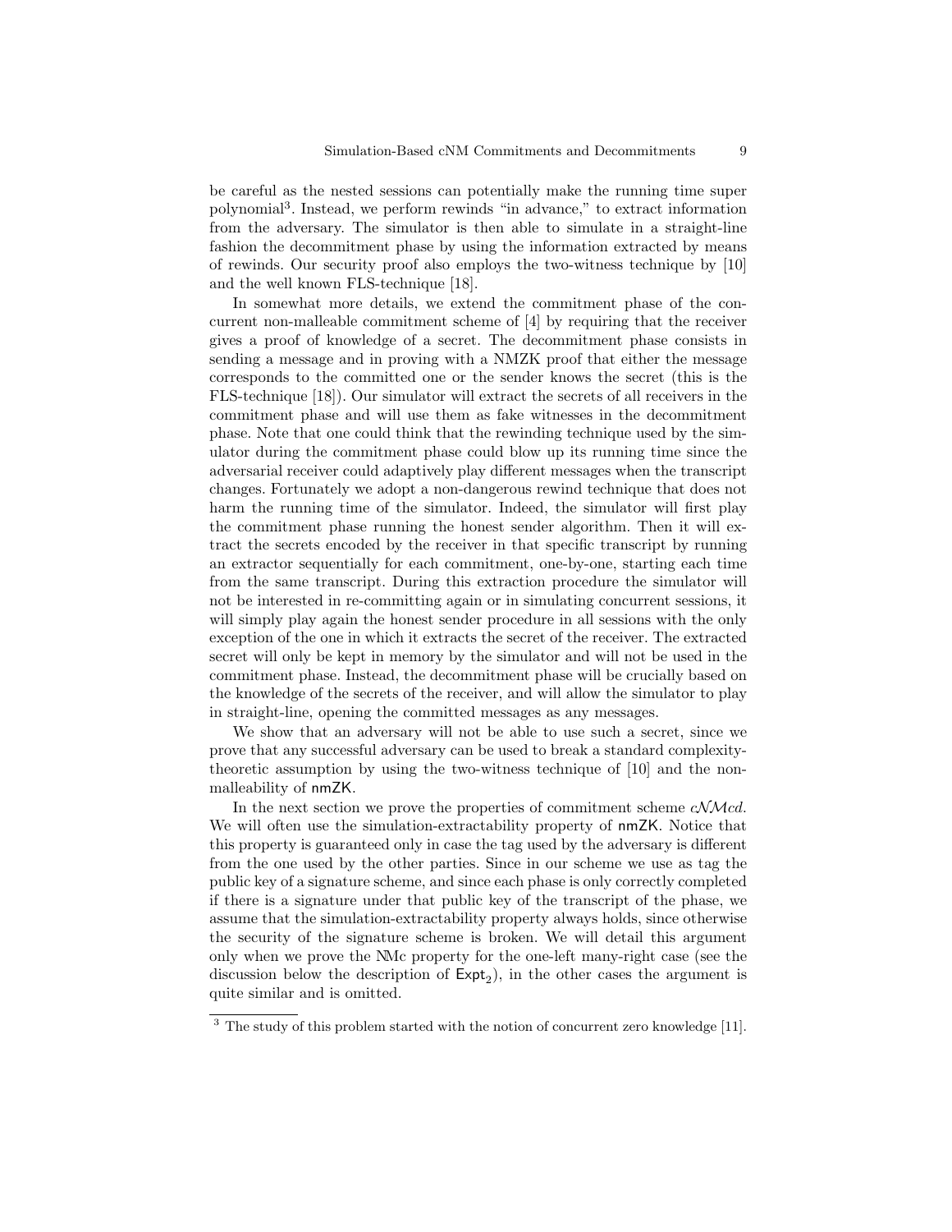be careful as the nested sessions can potentially make the running time super polynomial[3]. Instead, we perform rewinds "in advance," to extract information from the adversary. The simulator is then able to simulate in a straight-line fashion the decommitment phase by using the information extracted by means of rewinds. Our security proof also employs the two-witness technique by [10] and the well known FLS-technique [18].

In somewhat more details, we extend the commitment phase of the concurrent non-malleable commitment scheme of [4] by requiring that the receiver gives a proof of knowledge of a secret. The decommitment phase consists in sending a message and in proving with a NMZK proof that either the message corresponds to the committed one or the sender knows the secret (this is the FLS-technique [18]). Our simulator will extract the secrets of all receivers in the commitment phase and will use them as fake witnesses in the decommitment phase. Note that one could think that the rewinding technique used by the simulator during the commitment phase could blow up its running time since the adversarial receiver could adaptively play different messages when the transcript changes. Fortunately we adopt a non-dangerous rewind technique that does not harm the running time of the simulator. Indeed, the simulator will first play the commitment phase running the honest sender algorithm. Then it will extract the secrets encoded by the receiver in that specific transcript by running an extractor sequentially for each commitment, one-by-one, starting each time from the same transcript. During this extraction procedure the simulator will not be interested in re-committing again or in simulating concurrent sessions, it will simply play again the honest sender procedure in all sessions with the only exception of the one in which it extracts the secret of the receiver. The extracted secret will only be kept in memory by the simulator and will not be used in the commitment phase. Instead, the decommitment phase will be crucially based on the knowledge of the secrets of the receiver, and will allow the simulator to play in straight-line, opening the committed messages as any messages.

We show that an adversary will not be able to use such a secret, since we prove that any successful adversary can be used to break a standard complexity-theoretic assumption by using the two-witness technique of [10] and the non-malleability of nmZK.

In the next section we prove the properties of commitment scheme $c\mathcal{NM}cd$. We will often use the simulation-extractability property of nmZK. Notice that this property is guaranteed only in case the tag used by the adversary is different from the one used by the other parties. Since in our scheme we use as tag the public key of a signature scheme, and since each phase is only correctly completed if there is a signature under that public key of the transcript of the phase, we assume that the simulation-extractability property always holds, since otherwise the security of the signature scheme is broken. We will detail this argument only when we prove the NMc property for the one-left many-right case (see the discussion below the description of $\mathsf{Expt}_2$), in the other cases the argument is quite similar and is omitted.

[3] The study of this problem started with the notion of concurrent zero knowledge [11].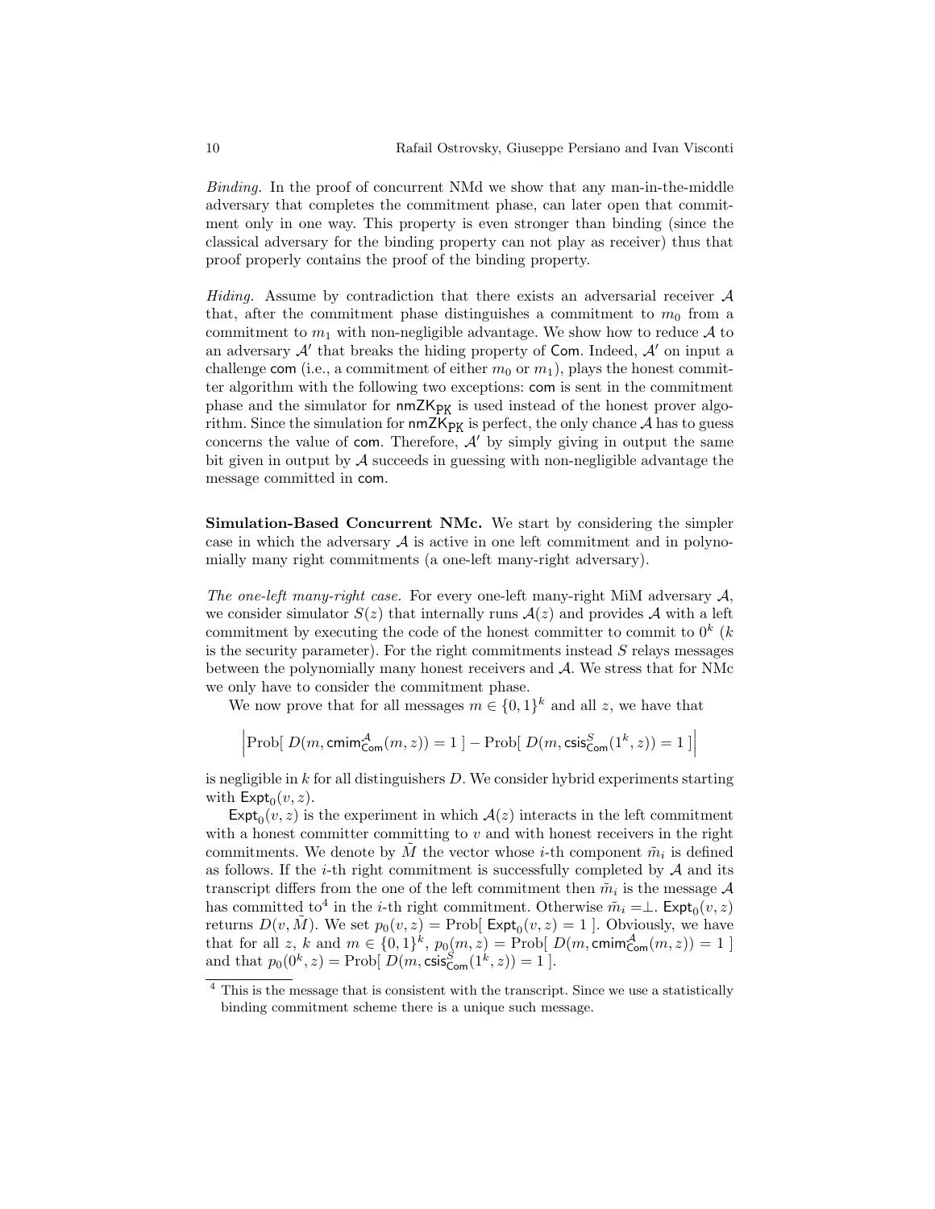*Binding.* In the proof of concurrent NMd we show that any man-in-the-middle adversary that completes the commitment phase, can later open that commitment only in one way. This property is even stronger than binding (since the classical adversary for the binding property can not play as receiver) thus that proof properly contains the proof of the binding property.

*Hiding.* Assume by contradiction that there exists an adversarial receiver $\mathcal{A}$ that, after the commitment phase distinguishes a commitment to $m_0$ from a commitment to $m_1$ with non-negligible advantage. We show how to reduce $\mathcal{A}$ to an adversary $\mathcal{A}'$ that breaks the hiding property of $\mathsf{Com}$. Indeed, $\mathcal{A}'$ on input a challenge $\mathsf{com}$ (i.e., a commitment of either $m_0$ or $m_1$), plays the honest committer algorithm with the following two exceptions: $\mathsf{com}$ is sent in the commitment phase and the simulator for $\mathsf{nmZK}_{\mathsf{PK}}$ is used instead of the honest prover algorithm. Since the simulation for $\mathsf{nmZK}_{\mathsf{PK}}$ is perfect, the only chance $\mathcal{A}$ has to guess concerns the value of $\mathsf{com}$. Therefore, $\mathcal{A}'$ by simply giving in output the same bit given in output by $\mathcal{A}$ succeeds in guessing with non-negligible advantage the message committed in $\mathsf{com}$.

**Simulation-Based Concurrent NMc.** We start by considering the simpler case in which the adversary $\mathcal{A}$ is active in one left commitment and in polynomially many right commitments (a one-left many-right adversary).

*The one-left many-right case.* For every one-left many-right MiM adversary $\mathcal{A}$, we consider simulator $S(z)$ that internally runs $\mathcal{A}(z)$ and provides $\mathcal{A}$ with a left commitment by executing the code of the honest committer to commit to $0^k$ ($k$ is the security parameter). For the right commitments instead $S$ relays messages between the polynomially many honest receivers and $\mathcal{A}$. We stress that for NMc we only have to consider the commitment phase.

We now prove that for all messages $m \in \{0,1\}^k$ and all $z$, we have that

$$\left|\text{Prob}[\ D(m, \mathsf{cmim}^{\mathcal{A}}_{\mathsf{Com}}(m,z)) = 1\ ] - \text{Prob}[\ D(m, \mathsf{csis}^{S}_{\mathsf{Com}}(1^k,z)) = 1\ ]\right|$$

is negligible in $k$ for all distinguishers $D$. We consider hybrid experiments starting with $\mathsf{Expt}_0(v,z)$.

$\mathsf{Expt}_0(v,z)$ is the experiment in which $\mathcal{A}(z)$ interacts in the left commitment with a honest committer committing to $v$ and with honest receivers in the right commitments. We denote by $\tilde{M}$ the vector whose $i$-th component $\tilde{m}_i$ is defined as follows. If the $i$-th right commitment is successfully completed by $\mathcal{A}$ and its transcript differs from the one of the left commitment then $\tilde{m}_i$ is the message $\mathcal{A}$ has committed to[4] in the $i$-th right commitment. Otherwise $\tilde{m}_i = \perp$. $\mathsf{Expt}_0(v,z)$ returns $D(v, \tilde{M})$. We set $p_0(v,z) = \text{Prob}[\ \mathsf{Expt}_0(v,z) = 1\ ]$. Obviously, we have that for all $z$, $k$ and $m \in \{0,1\}^k$, $p_0(m,z) = \text{Prob}[\ D(m, \mathsf{cmim}^{\mathcal{A}}_{\mathsf{Com}}(m,z)) = 1\ ]$ and that $p_0(0^k, z) = \text{Prob}[\ D(m, \mathsf{csis}^{S}_{\mathsf{Com}}(1^k,z)) = 1\ ]$.

---

[4] This is the message that is consistent with the transcript. Since we use a statistically binding commitment scheme there is a unique such message.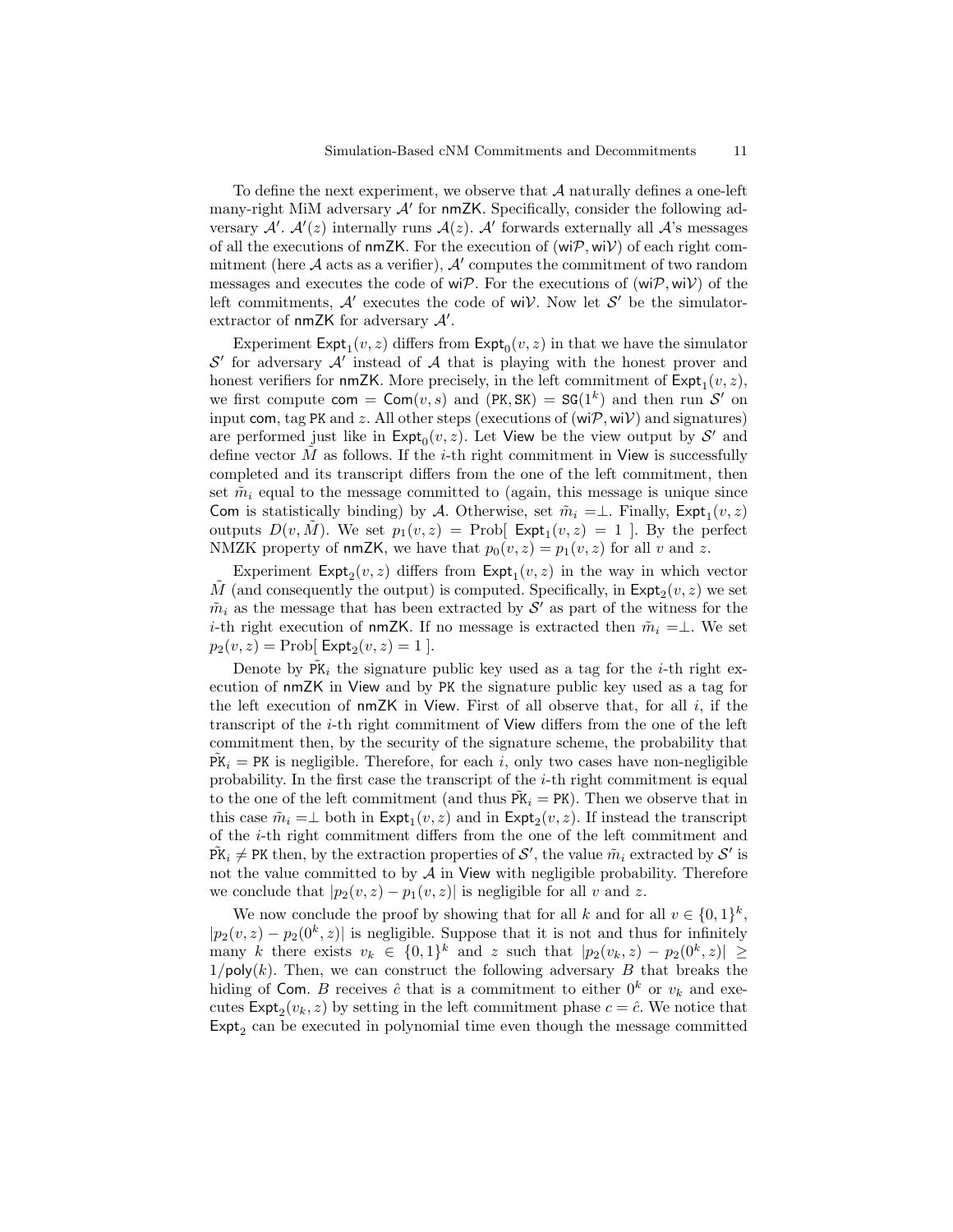To define the next experiment, we observe that $\mathcal{A}$ naturally defines a one-left many-right MiM adversary $\mathcal{A}'$ for $\mathsf{nmZK}$. Specifically, consider the following adversary $\mathcal{A}'$. $\mathcal{A}'(z)$ internally runs $\mathcal{A}(z)$. $\mathcal{A}'$ forwards externally all $\mathcal{A}$'s messages of all the executions of $\mathsf{nmZK}$. For the execution of $(\mathsf{wi}\mathcal{P}, \mathsf{wi}\mathcal{V})$ of each right commitment (here $\mathcal{A}$ acts as a verifier), $\mathcal{A}'$ computes the commitment of two random messages and executes the code of $\mathsf{wi}\mathcal{P}$. For the executions of $(\mathsf{wi}\mathcal{P}, \mathsf{wi}\mathcal{V})$ of the left commitments, $\mathcal{A}'$ executes the code of $\mathsf{wi}\mathcal{V}$. Now let $\mathcal{S}'$ be the simulator-extractor of $\mathsf{nmZK}$ for adversary $\mathcal{A}'$.

Experiment $\mathsf{Expt}_1(v,z)$ differs from $\mathsf{Expt}_0(v,z)$ in that we have the simulator $\mathcal{S}'$ for adversary $\mathcal{A}'$ instead of $\mathcal{A}$ that is playing with the honest prover and honest verifiers for $\mathsf{nmZK}$. More precisely, in the left commitment of $\mathsf{Expt}_1(v,z)$, we first compute $\mathsf{com} = \mathsf{Com}(v,s)$ and $(\mathtt{PK}, \mathtt{SK}) = \mathtt{SG}(1^k)$ and then run $\mathcal{S}'$ on input $\mathsf{com}$, tag $\mathtt{PK}$ and $z$. All other steps (executions of $(\mathsf{wi}\mathcal{P}, \mathsf{wi}\mathcal{V})$ and signatures) are performed just like in $\mathsf{Expt}_0(v,z)$. Let $\mathsf{View}$ be the view output by $\mathcal{S}'$ and define vector $\tilde{M}$ as follows. If the $i$-th right commitment in $\mathsf{View}$ is successfully completed and its transcript differs from the one of the left commitment, then set $\tilde{m}_i$ equal to the message committed to (again, this message is unique since $\mathsf{Com}$ is statistically binding) by $\mathcal{A}$. Otherwise, set $\tilde{m}_i = \perp$. Finally, $\mathsf{Expt}_1(v,z)$ outputs $D(v,\tilde{M})$. We set $p_1(v,z) = \mathrm{Prob}[\ \mathsf{Expt}_1(v,z) = 1\ ]$. By the perfect NMZK property of $\mathsf{nmZK}$, we have that $p_0(v,z) = p_1(v,z)$ for all $v$ and $z$.

Experiment $\mathsf{Expt}_2(v,z)$ differs from $\mathsf{Expt}_1(v,z)$ in the way in which vector $\tilde{M}$ (and consequently the output) is computed. Specifically, in $\mathsf{Expt}_2(v,z)$ we set $\tilde{m}_i$ as the message that has been extracted by $\mathcal{S}'$ as part of the witness for the $i$-th right execution of $\mathsf{nmZK}$. If no message is extracted then $\tilde{m}_i = \perp$. We set $p_2(v,z) = \mathrm{Prob}[\ \mathsf{Expt}_2(v,z) = 1\ ]$.

Denote by $\tilde{\mathtt{PK}}_i$ the signature public key used as a tag for the $i$-th right execution of $\mathsf{nmZK}$ in $\mathsf{View}$ and by $\mathtt{PK}$ the signature public key used as a tag for the left execution of $\mathsf{nmZK}$ in $\mathsf{View}$. First of all observe that, for all $i$, if the transcript of the $i$-th right commitment of $\mathsf{View}$ differs from the one of the left commitment then, by the security of the signature scheme, the probability that $\tilde{\mathtt{PK}}_i = \mathtt{PK}$ is negligible. Therefore, for each $i$, only two cases have non-negligible probability. In the first case the transcript of the $i$-th right commitment is equal to the one of the left commitment (and thus $\tilde{\mathtt{PK}}_i = \mathtt{PK}$). Then we observe that in this case $\tilde{m}_i = \perp$ both in $\mathsf{Expt}_1(v,z)$ and in $\mathsf{Expt}_2(v,z)$. If instead the transcript of the $i$-th right commitment differs from the one of the left commitment and $\tilde{\mathtt{PK}}_i \neq \mathtt{PK}$ then, by the extraction properties of $\mathcal{S}'$, the value $\tilde{m}_i$ extracted by $\mathcal{S}'$ is not the value committed to by $\mathcal{A}$ in $\mathsf{View}$ with negligible probability. Therefore we conclude that $|p_2(v,z) - p_1(v,z)|$ is negligible for all $v$ and $z$.

We now conclude the proof by showing that for all $k$ and for all $v \in \{0,1\}^k$, $|p_2(v,z) - p_2(0^k,z)|$ is negligible. Suppose that it is not and thus for infinitely many $k$ there exists $v_k \in \{0,1\}^k$ and $z$ such that $|p_2(v_k,z) - p_2(0^k,z)| \geq 1/\mathsf{poly}(k)$. Then, we can construct the following adversary $B$ that breaks the hiding of $\mathsf{Com}$. $B$ receives $\hat{c}$ that is a commitment to either $0^k$ or $v_k$ and executes $\mathsf{Expt}_2(v_k,z)$ by setting in the left commitment phase $c = \hat{c}$. We notice that $\mathsf{Expt}_2$ can be executed in polynomial time even though the message committed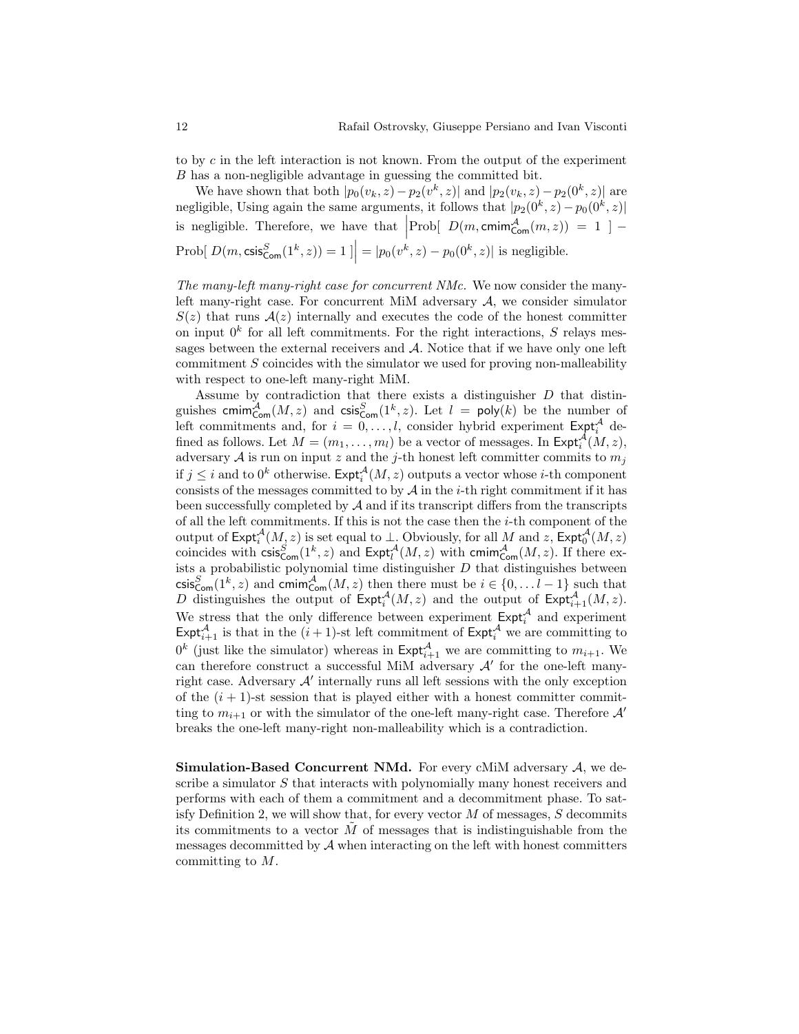to by $c$ in the left interaction is not known. From the output of the experiment $B$ has a non-negligible advantage in guessing the committed bit.

We have shown that both $|p_0(v_k, z) - p_2(v^k, z)|$ and $|p_2(v_k, z) - p_2(0^k, z)|$ are negligible, Using again the same arguments, it follows that $|p_2(0^k, z) - p_0(0^k, z)|$ is negligible. Therefore, we have that $\Big|\text{Prob}[\ D(m, \mathsf{cmim}^{\mathcal{A}}_{\mathsf{Com}}(m, z)) = 1\ ] - \text{Prob}[\ D(m, \mathsf{csis}^{S}_{\mathsf{Com}}(1^k, z)) = 1\ ]\Big| = |p_0(v^k, z) - p_0(0^k, z)|$ is negligible.

*The many-left many-right case for concurrent NMc.* We now consider the many-left many-right case. For concurrent MiM adversary $\mathcal{A}$, we consider simulator $S(z)$ that runs $\mathcal{A}(z)$ internally and executes the code of the honest committer on input $0^k$ for all left commitments. For the right interactions, $S$ relays messages between the external receivers and $\mathcal{A}$. Notice that if we have only one left commitment $S$ coincides with the simulator we used for proving non-malleability with respect to one-left many-right MiM.

Assume by contradiction that there exists a distinguisher $D$ that distinguishes $\mathsf{cmim}^{\mathcal{A}}_{\mathsf{Com}}(M, z)$ and $\mathsf{csis}^{S}_{\mathsf{Com}}(1^k, z)$. Let $l = \mathsf{poly}(k)$ be the number of left commitments and, for $i = 0, \ldots, l$, consider hybrid experiment $\mathsf{Expt}^{\mathcal{A}}_i$ defined as follows. Let $M = (m_1, \ldots, m_l)$ be a vector of messages. In $\mathsf{Expt}^{\mathcal{A}}_i(M, z)$, adversary $\mathcal{A}$ is run on input $z$ and the $j$-th honest left committer commits to $m_j$ if $j \leq i$ and to $0^k$ otherwise. $\mathsf{Expt}^{\mathcal{A}}_i(M, z)$ outputs a vector whose $i$-th component consists of the messages committed to by $\mathcal{A}$ in the $i$-th right commitment if it has been successfully completed by $\mathcal{A}$ and if its transcript differs from the transcripts of all the left commitments. If this is not the case then the $i$-th component of the output of $\mathsf{Expt}^{\mathcal{A}}_i(M, z)$ is set equal to $\perp$. Obviously, for all $M$ and $z$, $\mathsf{Expt}^{\mathcal{A}}_0(M, z)$ coincides with $\mathsf{csis}^{S}_{\mathsf{Com}}(1^k, z)$ and $\mathsf{Expt}^{\mathcal{A}}_l(M, z)$ with $\mathsf{cmim}^{\mathcal{A}}_{\mathsf{Com}}(M, z)$. If there exists a probabilistic polynomial time distinguisher $D$ that distinguishes between $\mathsf{csis}^{S}_{\mathsf{Com}}(1^k, z)$ and $\mathsf{cmim}^{\mathcal{A}}_{\mathsf{Com}}(M, z)$ then there must be $i \in \{0, \ldots l-1\}$ such that $D$ distinguishes the output of $\mathsf{Expt}^{\mathcal{A}}_i(M, z)$ and the output of $\mathsf{Expt}^{\mathcal{A}}_{i+1}(M, z)$. We stress that the only difference between experiment $\mathsf{Expt}^{\mathcal{A}}_i$ and experiment $\mathsf{Expt}^{\mathcal{A}}_{i+1}$ is that in the $(i+1)$-st left commitment of $\mathsf{Expt}^{\mathcal{A}}_i$ we are committing to $0^k$ (just like the simulator) whereas in $\mathsf{Expt}^{\mathcal{A}}_{i+1}$ we are committing to $m_{i+1}$. We can therefore construct a successful MiM adversary $\mathcal{A}'$ for the one-left many-right case. Adversary $\mathcal{A}'$ internally runs all left sessions with the only exception of the $(i+1)$-st session that is played either with a honest committer committing to $m_{i+1}$ or with the simulator of the one-left many-right case. Therefore $\mathcal{A}'$ breaks the one-left many-right non-malleability which is a contradiction.

**Simulation-Based Concurrent NMd.** For every cMiM adversary $\mathcal{A}$, we describe a simulator $S$ that interacts with polynomially many honest receivers and performs with each of them a commitment and a decommitment phase. To satisfy Definition 2, we will show that, for every vector $M$ of messages, $S$ decommits its commitments to a vector $\tilde{M}$ of messages that is indistinguishable from the messages decommitted by $\mathcal{A}$ when interacting on the left with honest committers committing to $M$.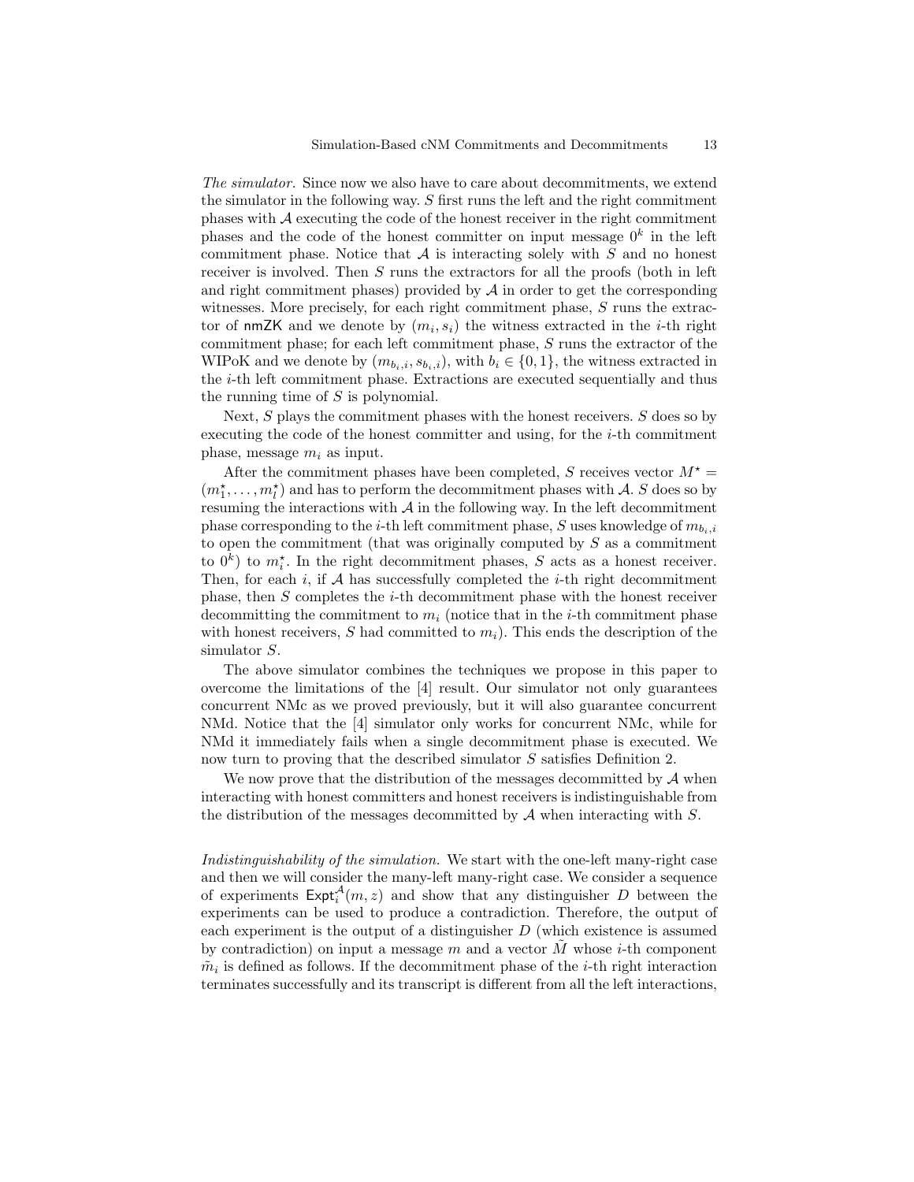*The simulator.* Since now we also have to care about decommitments, we extend the simulator in the following way. $S$ first runs the left and the right commitment phases with $\mathcal{A}$ executing the code of the honest receiver in the right commitment phases and the code of the honest committer on input message $0^k$ in the left commitment phase. Notice that $\mathcal{A}$ is interacting solely with $S$ and no honest receiver is involved. Then $S$ runs the extractors for all the proofs (both in left and right commitment phases) provided by $\mathcal{A}$ in order to get the corresponding witnesses. More precisely, for each right commitment phase, $S$ runs the extractor of $\mathsf{nmZK}$ and we denote by $(m_i, s_i)$ the witness extracted in the $i$-th right commitment phase; for each left commitment phase, $S$ runs the extractor of the WIPoK and we denote by $(m_{b_i,i}, s_{b_i,i})$, with $b_i \in \{0,1\}$, the witness extracted in the $i$-th left commitment phase. Extractions are executed sequentially and thus the running time of $S$ is polynomial.

Next, $S$ plays the commitment phases with the honest receivers. $S$ does so by executing the code of the honest committer and using, for the $i$-th commitment phase, message $m_i$ as input.

After the commitment phases have been completed, $S$ receives vector $M^\star = (m_1^\star, \ldots, m_l^\star)$ and has to perform the decommitment phases with $\mathcal{A}$. $S$ does so by resuming the interactions with $\mathcal{A}$ in the following way. In the left decommitment phase corresponding to the $i$-th left commitment phase, $S$ uses knowledge of $m_{b_i,i}$ to open the commitment (that was originally computed by $S$ as a commitment to $0^k$) to $m_i^\star$. In the right decommitment phases, $S$ acts as a honest receiver. Then, for each $i$, if $\mathcal{A}$ has successfully completed the $i$-th right decommitment phase, then $S$ completes the $i$-th decommitment phase with the honest receiver decommitting the commitment to $m_i$ (notice that in the $i$-th commitment phase with honest receivers, $S$ had committed to $m_i$). This ends the description of the simulator $S$.

The above simulator combines the techniques we propose in this paper to overcome the limitations of the [4] result. Our simulator not only guarantees concurrent NMc as we proved previously, but it will also guarantee concurrent NMd. Notice that the [4] simulator only works for concurrent NMc, while for NMd it immediately fails when a single decommitment phase is executed. We now turn to proving that the described simulator $S$ satisfies Definition 2.

We now prove that the distribution of the messages decommitted by $\mathcal{A}$ when interacting with honest committers and honest receivers is indistinguishable from the distribution of the messages decommitted by $\mathcal{A}$ when interacting with $S$.

*Indistinguishability of the simulation.* We start with the one-left many-right case and then we will consider the many-left many-right case. We consider a sequence of experiments $\mathsf{Expt}_i^{\mathcal{A}}(m, z)$ and show that any distinguisher $D$ between the experiments can be used to produce a contradiction. Therefore, the output of each experiment is the output of a distinguisher $D$ (which existence is assumed by contradiction) on input a message $m$ and a vector $\tilde{M}$ whose $i$-th component $\tilde{m}_i$ is defined as follows. If the decommitment phase of the $i$-th right interaction terminates successfully and its transcript is different from all the left interactions,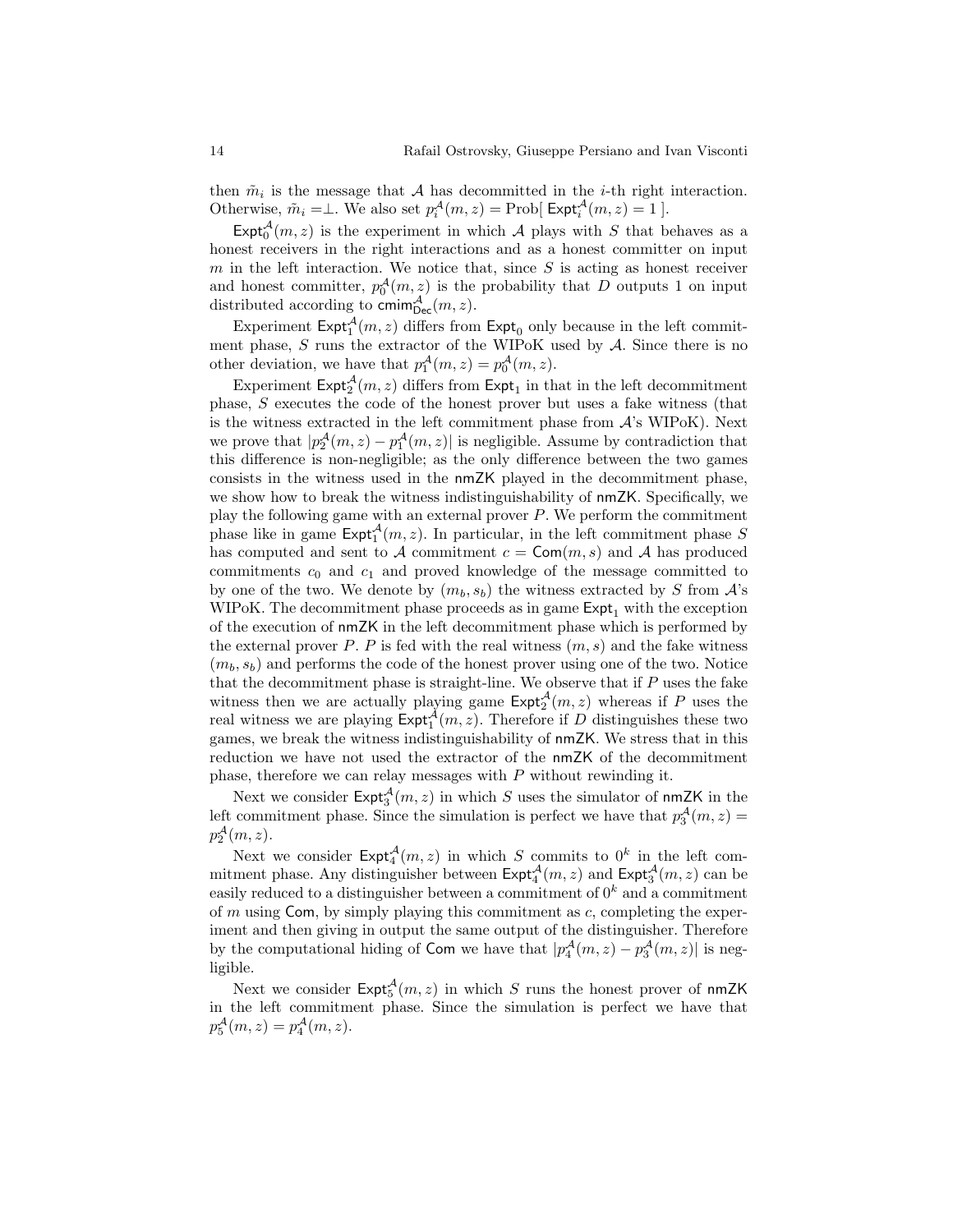then $\tilde{m}_i$ is the message that $\mathcal{A}$ has decommitted in the $i$-th right interaction. Otherwise, $\tilde{m}_i = \perp$. We also set $p_i^{\mathcal{A}}(m,z) = \text{Prob}[\ \mathsf{Expt}_i^{\mathcal{A}}(m,z) = 1\ ]$.

$\mathsf{Expt}_0^{\mathcal{A}}(m,z)$ is the experiment in which $\mathcal{A}$ plays with $S$ that behaves as a honest receivers in the right interactions and as a honest committer on input $m$ in the left interaction. We notice that, since $S$ is acting as honest receiver and honest committer, $p_0^{\mathcal{A}}(m,z)$ is the probability that $D$ outputs 1 on input distributed according to $\mathsf{cmim}_{\mathsf{Dec}}^{\mathcal{A}}(m,z)$.

Experiment $\mathsf{Expt}_1^{\mathcal{A}}(m,z)$ differs from $\mathsf{Expt}_0$ only because in the left commitment phase, $S$ runs the extractor of the WIPoK used by $\mathcal{A}$. Since there is no other deviation, we have that $p_1^{\mathcal{A}}(m,z) = p_0^{\mathcal{A}}(m,z)$.

Experiment $\mathsf{Expt}_2^{\mathcal{A}}(m,z)$ differs from $\mathsf{Expt}_1$ in that in the left decommitment phase, $S$ executes the code of the honest prover but uses a fake witness (that is the witness extracted in the left commitment phase from $\mathcal{A}$'s WIPoK). Next we prove that $|p_2^{\mathcal{A}}(m,z) - p_1^{\mathcal{A}}(m,z)|$ is negligible. Assume by contradiction that this difference is non-negligible; as the only difference between the two games consists in the witness used in the $\mathsf{nmZK}$ played in the decommitment phase, we show how to break the witness indistinguishability of $\mathsf{nmZK}$. Specifically, we play the following game with an external prover $P$. We perform the commitment phase like in game $\mathsf{Expt}_1^{\mathcal{A}}(m,z)$. In particular, in the left commitment phase $S$ has computed and sent to $\mathcal{A}$ commitment $c = \mathsf{Com}(m,s)$ and $\mathcal{A}$ has produced commitments $c_0$ and $c_1$ and proved knowledge of the message committed to by one of the two. We denote by $(m_b, s_b)$ the witness extracted by $S$ from $\mathcal{A}$'s WIPoK. The decommitment phase proceeds as in game $\mathsf{Expt}_1$ with the exception of the execution of $\mathsf{nmZK}$ in the left decommitment phase which is performed by the external prover $P$. $P$ is fed with the real witness $(m,s)$ and the fake witness $(m_b, s_b)$ and performs the code of the honest prover using one of the two. Notice that the decommitment phase is straight-line. We observe that if $P$ uses the fake witness then we are actually playing game $\mathsf{Expt}_2^{\mathcal{A}}(m,z)$ whereas if $P$ uses the real witness we are playing $\mathsf{Expt}_1^{\mathcal{A}}(m,z)$. Therefore if $D$ distinguishes these two games, we break the witness indistinguishability of $\mathsf{nmZK}$. We stress that in this reduction we have not used the extractor of the $\mathsf{nmZK}$ of the decommitment phase, therefore we can relay messages with $P$ without rewinding it.

Next we consider $\mathsf{Expt}_3^{\mathcal{A}}(m,z)$ in which $S$ uses the simulator of $\mathsf{nmZK}$ in the left commitment phase. Since the simulation is perfect we have that $p_3^{\mathcal{A}}(m,z) = p_2^{\mathcal{A}}(m,z)$.

Next we consider $\mathsf{Expt}_4^{\mathcal{A}}(m,z)$ in which $S$ commits to $0^k$ in the left commitment phase. Any distinguisher between $\mathsf{Expt}_4^{\mathcal{A}}(m,z)$ and $\mathsf{Expt}_3^{\mathcal{A}}(m,z)$ can be easily reduced to a distinguisher between a commitment of $0^k$ and a commitment of $m$ using $\mathsf{Com}$, by simply playing this commitment as $c$, completing the experiment and then giving in output the same output of the distinguisher. Therefore by the computational hiding of $\mathsf{Com}$ we have that $|p_4^{\mathcal{A}}(m,z) - p_3^{\mathcal{A}}(m,z)|$ is negligible.

Next we consider $\mathsf{Expt}_5^{\mathcal{A}}(m,z)$ in which $S$ runs the honest prover of $\mathsf{nmZK}$ in the left commitment phase. Since the simulation is perfect we have that $p_5^{\mathcal{A}}(m,z) = p_4^{\mathcal{A}}(m,z)$.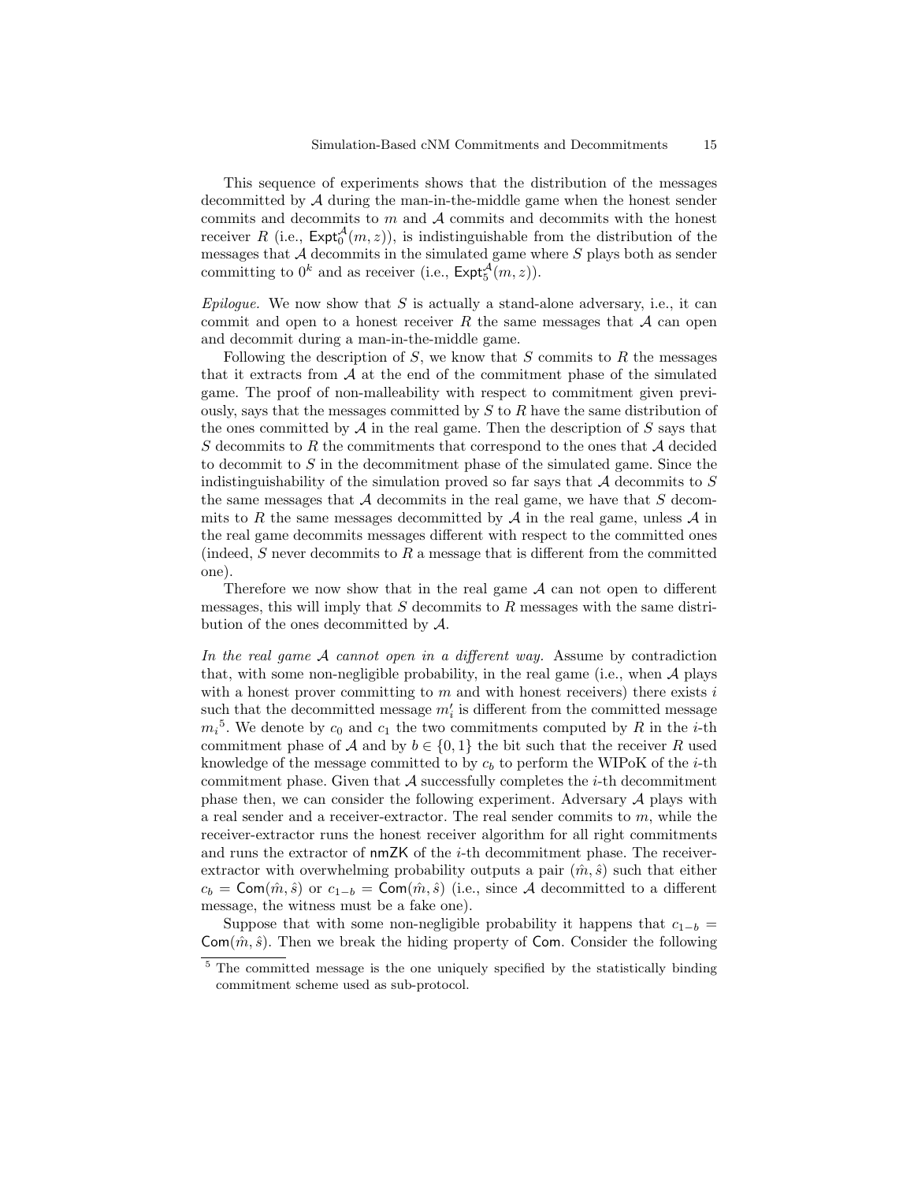This sequence of experiments shows that the distribution of the messages decommitted by $\mathcal{A}$ during the man-in-the-middle game when the honest sender commits and decommits to $m$ and $\mathcal{A}$ commits and decommits with the honest receiver $R$ (i.e., $\mathsf{Expt}_0^{\mathcal{A}}(m,z)$), is indistinguishable from the distribution of the messages that $\mathcal{A}$ decommits in the simulated game where $S$ plays both as sender committing to $0^k$ and as receiver (i.e., $\mathsf{Expt}_5^{\mathcal{A}}(m,z)$).

*Epilogue.* We now show that $S$ is actually a stand-alone adversary, i.e., it can commit and open to a honest receiver $R$ the same messages that $\mathcal{A}$ can open and decommit during a man-in-the-middle game.

Following the description of $S$, we know that $S$ commits to $R$ the messages that it extracts from $\mathcal{A}$ at the end of the commitment phase of the simulated game. The proof of non-malleability with respect to commitment given previously, says that the messages committed by $S$ to $R$ have the same distribution of the ones committed by $\mathcal{A}$ in the real game. Then the description of $S$ says that $S$ decommits to $R$ the commitments that correspond to the ones that $\mathcal{A}$ decided to decommit to $S$ in the decommitment phase of the simulated game. Since the indistinguishability of the simulation proved so far says that $\mathcal{A}$ decommits to $S$ the same messages that $\mathcal{A}$ decommits in the real game, we have that $S$ decommits to $R$ the same messages decommitted by $\mathcal{A}$ in the real game, unless $\mathcal{A}$ in the real game decommits messages different with respect to the committed ones (indeed, $S$ never decommits to $R$ a message that is different from the committed one).

Therefore we now show that in the real game $\mathcal{A}$ can not open to different messages, this will imply that $S$ decommits to $R$ messages with the same distribution of the ones decommitted by $\mathcal{A}$.

*In the real game $\mathcal{A}$ cannot open in a different way.* Assume by contradiction that, with some non-negligible probability, in the real game (i.e., when $\mathcal{A}$ plays with a honest prover committing to $m$ and with honest receivers) there exists $i$ such that the decommitted message $m_i'$ is different from the committed message $m_i$[5]. We denote by $c_0$ and $c_1$ the two commitments computed by $R$ in the $i$-th commitment phase of $\mathcal{A}$ and by $b \in \{0,1\}$ the bit such that the receiver $R$ used knowledge of the message committed to by $c_b$ to perform the WIPoK of the $i$-th commitment phase. Given that $\mathcal{A}$ successfully completes the $i$-th decommitment phase then, we can consider the following experiment. Adversary $\mathcal{A}$ plays with a real sender and a receiver-extractor. The real sender commits to $m$, while the receiver-extractor runs the honest receiver algorithm for all right commitments and runs the extractor of $\mathsf{nmZK}$ of the $i$-th decommitment phase. The receiver-extractor with overwhelming probability outputs a pair $(\hat{m},\hat{s})$ such that either $c_b = \mathsf{Com}(\hat{m},\hat{s})$ or $c_{1-b} = \mathsf{Com}(\hat{m},\hat{s})$ (i.e., since $\mathcal{A}$ decommitted to a different message, the witness must be a fake one).

Suppose that with some non-negligible probability it happens that $c_{1-b} = \mathsf{Com}(\hat{m},\hat{s})$. Then we break the hiding property of $\mathsf{Com}$. Consider the following

[5] The committed message is the one uniquely specified by the statistically binding commitment scheme used as sub-protocol.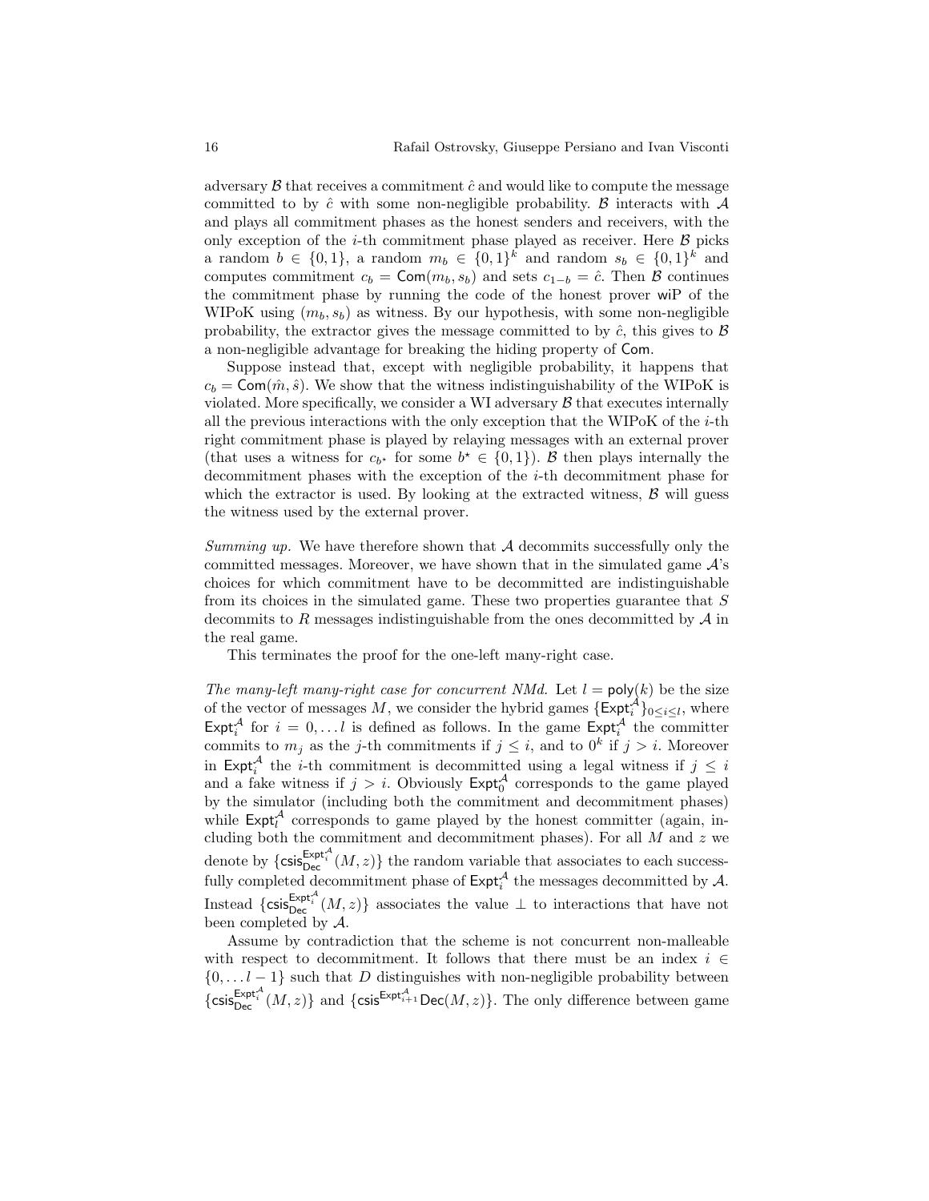adversary $\mathcal{B}$ that receives a commitment $\hat{c}$ and would like to compute the message committed to by $\hat{c}$ with some non-negligible probability. $\mathcal{B}$ interacts with $\mathcal{A}$ and plays all commitment phases as the honest senders and receivers, with the only exception of the $i$-th commitment phase played as receiver. Here $\mathcal{B}$ picks a random $b \in \{0,1\}$, a random $m_b \in \{0,1\}^k$ and random $s_b \in \{0,1\}^k$ and computes commitment $c_b = \mathsf{Com}(m_b, s_b)$ and sets $c_{1-b} = \hat{c}$. Then $\mathcal{B}$ continues the commitment phase by running the code of the honest prover $\mathsf{wiP}$ of the WIPoK using $(m_b, s_b)$ as witness. By our hypothesis, with some non-negligible probability, the extractor gives the message committed to by $\hat{c}$, this gives to $\mathcal{B}$ a non-negligible advantage for breaking the hiding property of $\mathsf{Com}$.

Suppose instead that, except with negligible probability, it happens that $c_b = \mathsf{Com}(\hat{m}, \hat{s})$. We show that the witness indistinguishability of the WIPoK is violated. More specifically, we consider a WI adversary $\mathcal{B}$ that executes internally all the previous interactions with the only exception that the WIPoK of the $i$-th right commitment phase is played by relaying messages with an external prover (that uses a witness for $c_{b^\star}$ for some $b^\star \in \{0,1\}$). $\mathcal{B}$ then plays internally the decommitment phases with the exception of the $i$-th decommitment phase for which the extractor is used. By looking at the extracted witness, $\mathcal{B}$ will guess the witness used by the external prover.

*Summing up.* We have therefore shown that $\mathcal{A}$ decommits successfully only the committed messages. Moreover, we have shown that in the simulated game $\mathcal{A}$'s choices for which commitment have to be decommitted are indistinguishable from its choices in the simulated game. These two properties guarantee that $S$ decommits to $R$ messages indistinguishable from the ones decommitted by $\mathcal{A}$ in the real game.

This terminates the proof for the one-left many-right case.

*The many-left many-right case for concurrent NMd.* Let $l = \mathsf{poly}(k)$ be the size of the vector of messages $M$, we consider the hybrid games $\{\mathsf{Expt}_i^{\mathcal{A}}\}_{0 \leq i \leq l}$, where $\mathsf{Expt}_i^{\mathcal{A}}$ for $i = 0, \ldots l$ is defined as follows. In the game $\mathsf{Expt}_i^{\mathcal{A}}$ the committer commits to $m_j$ as the $j$-th commitments if $j \leq i$, and to $0^k$ if $j > i$. Moreover in $\mathsf{Expt}_i^{\mathcal{A}}$ the $i$-th commitment is decommitted using a legal witness if $j \leq i$ and a fake witness if $j > i$. Obviously $\mathsf{Expt}_0^{\mathcal{A}}$ corresponds to the game played by the simulator (including both the commitment and decommitment phases) while $\mathsf{Expt}_l^{\mathcal{A}}$ corresponds to game played by the honest committer (again, including both the commitment and decommitment phases). For all $M$ and $z$ we denote by $\{\mathsf{csis}_{\mathsf{Dec}}^{\mathsf{Expt}_i^{\mathcal{A}}}(M,z)\}$ the random variable that associates to each successfully completed decommitment phase of $\mathsf{Expt}_i^{\mathcal{A}}$ the messages decommitted by $\mathcal{A}$. Instead $\{\mathsf{csis}_{\mathsf{Dec}}^{\mathsf{Expt}_i^{\mathcal{A}}}(M,z)\}$ associates the value $\perp$ to interactions that have not been completed by $\mathcal{A}$.

Assume by contradiction that the scheme is not concurrent non-malleable with respect to decommitment. It follows that there must be an index $i \in \{0, \ldots l-1\}$ such that $D$ distinguishes with non-negligible probability between $\{\mathsf{csis}_{\mathsf{Dec}}^{\mathsf{Expt}_i^{\mathcal{A}}}(M,z)\}$ and $\{\mathsf{csis}^{\mathsf{Expt}_{i+1}^{\mathcal{A}}}\mathsf{Dec}(M,z)\}$. The only difference between game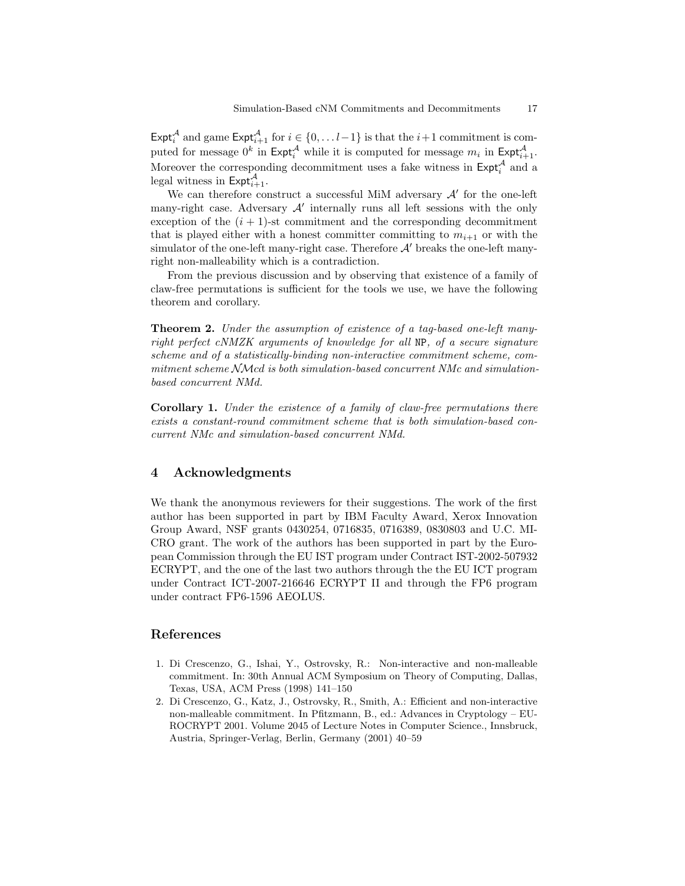$\mathsf{Expt}_i^{\mathcal{A}}$ and game $\mathsf{Expt}_{i+1}^{\mathcal{A}}$ for $i \in \{0, \ldots l-1\}$ is that the $i+1$ commitment is computed for message $0^k$ in $\mathsf{Expt}_i^{\mathcal{A}}$ while it is computed for message $m_i$ in $\mathsf{Expt}_{i+1}^{\mathcal{A}}$. Moreover the corresponding decommitment uses a fake witness in $\mathsf{Expt}_i^{\mathcal{A}}$ and a legal witness in $\mathsf{Expt}_{i+1}^{\mathcal{A}}$.

We can therefore construct a successful MiM adversary $\mathcal{A}'$ for the one-left many-right case. Adversary $\mathcal{A}'$ internally runs all left sessions with the only exception of the $(i+1)$-st commitment and the corresponding decommitment that is played either with a honest committer committing to $m_{i+1}$ or with the simulator of the one-left many-right case. Therefore $\mathcal{A}'$ breaks the one-left many-right non-malleability which is a contradiction.

From the previous discussion and by observing that existence of a family of claw-free permutations is sufficient for the tools we use, we have the following theorem and corollary.

**Theorem 2.** *Under the assumption of existence of a tag-based one-left many-right perfect cNMZK arguments of knowledge for all* NP*, of a secure signature scheme and of a statistically-binding non-interactive commitment scheme, commitment scheme $\mathcal{NM}cd$ is both simulation-based concurrent NMc and simulation-based concurrent NMd.*

**Corollary 1.** *Under the existence of a family of claw-free permutations there exists a constant-round commitment scheme that is both simulation-based concurrent NMc and simulation-based concurrent NMd.*

## 4 Acknowledgments

We thank the anonymous reviewers for their suggestions. The work of the first author has been supported in part by IBM Faculty Award, Xerox Innovation Group Award, NSF grants 0430254, 0716835, 0716389, 0830803 and U.C. MICRO grant. The work of the authors has been supported in part by the European Commission through the EU IST program under Contract IST-2002-507932 ECRYPT, and the one of the last two authors through the the EU ICT program under Contract ICT-2007-216646 ECRYPT II and through the FP6 program under contract FP6-1596 AEOLUS.

## References

1. Di Crescenzo, G., Ishai, Y., Ostrovsky, R.: Non-interactive and non-malleable commitment. In: 30th Annual ACM Symposium on Theory of Computing, Dallas, Texas, USA, ACM Press (1998) 141–150
2. Di Crescenzo, G., Katz, J., Ostrovsky, R., Smith, A.: Efficient and non-interactive non-malleable commitment. In Pfitzmann, B., ed.: Advances in Cryptology – EUROCRYPT 2001. Volume 2045 of Lecture Notes in Computer Science., Innsbruck, Austria, Springer-Verlag, Berlin, Germany (2001) 40–59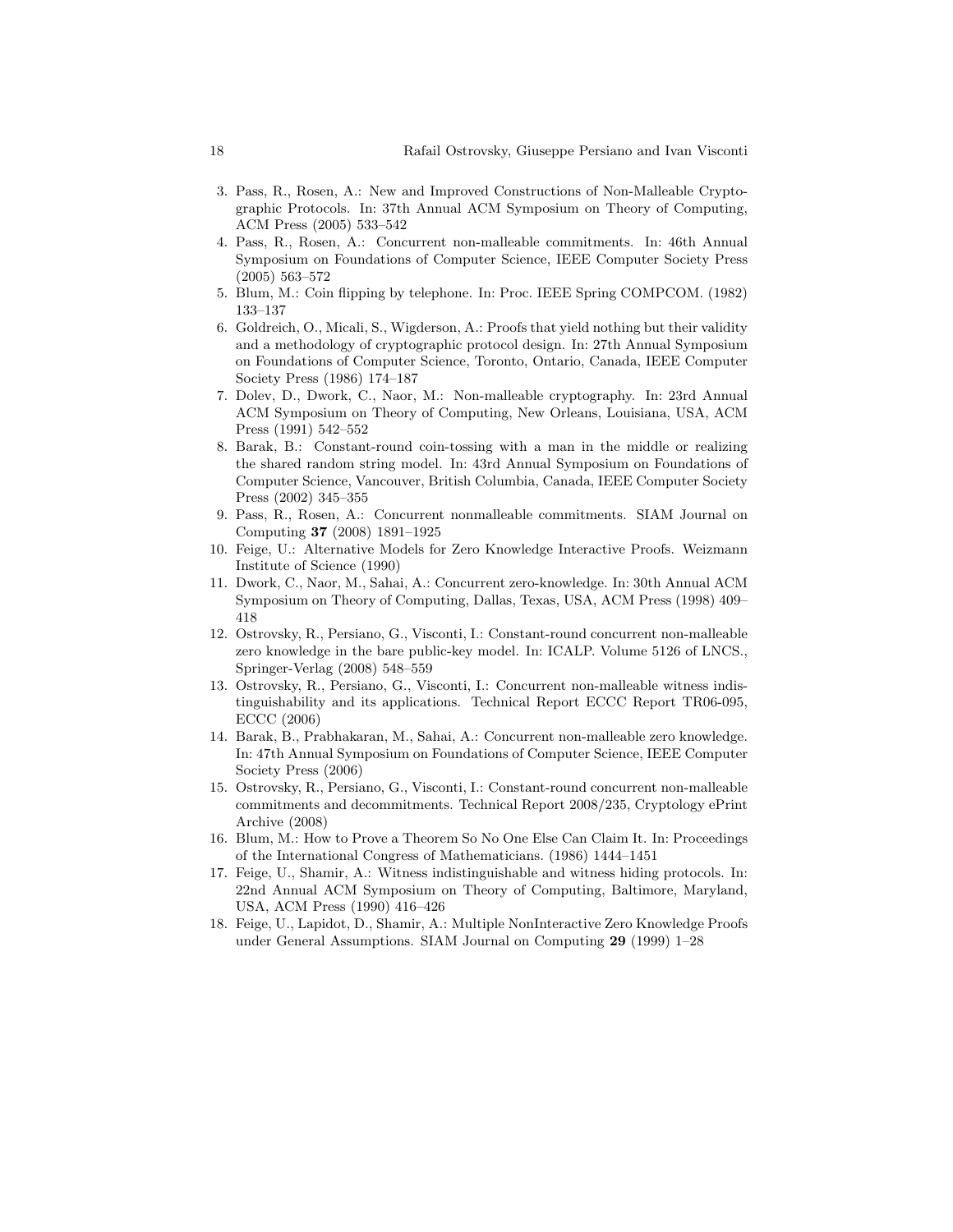3. Pass, R., Rosen, A.: New and Improved Constructions of Non-Malleable Cryptographic Protocols. In: 37th Annual ACM Symposium on Theory of Computing, ACM Press (2005) 533–542
4. Pass, R., Rosen, A.: Concurrent non-malleable commitments. In: 46th Annual Symposium on Foundations of Computer Science, IEEE Computer Society Press (2005) 563–572
5. Blum, M.: Coin flipping by telephone. In: Proc. IEEE Spring COMPCOM. (1982) 133–137
6. Goldreich, O., Micali, S., Wigderson, A.: Proofs that yield nothing but their validity and a methodology of cryptographic protocol design. In: 27th Annual Symposium on Foundations of Computer Science, Toronto, Ontario, Canada, IEEE Computer Society Press (1986) 174–187
7. Dolev, D., Dwork, C., Naor, M.: Non-malleable cryptography. In: 23rd Annual ACM Symposium on Theory of Computing, New Orleans, Louisiana, USA, ACM Press (1991) 542–552
8. Barak, B.: Constant-round coin-tossing with a man in the middle or realizing the shared random string model. In: 43rd Annual Symposium on Foundations of Computer Science, Vancouver, British Columbia, Canada, IEEE Computer Society Press (2002) 345–355
9. Pass, R., Rosen, A.: Concurrent nonmalleable commitments. SIAM Journal on Computing **37** (2008) 1891–1925
10. Feige, U.: Alternative Models for Zero Knowledge Interactive Proofs. Weizmann Institute of Science (1990)
11. Dwork, C., Naor, M., Sahai, A.: Concurrent zero-knowledge. In: 30th Annual ACM Symposium on Theory of Computing, Dallas, Texas, USA, ACM Press (1998) 409–418
12. Ostrovsky, R., Persiano, G., Visconti, I.: Constant-round concurrent non-malleable zero knowledge in the bare public-key model. In: ICALP. Volume 5126 of LNCS., Springer-Verlag (2008) 548–559
13. Ostrovsky, R., Persiano, G., Visconti, I.: Concurrent non-malleable witness indistinguishability and its applications. Technical Report ECCC Report TR06-095, ECCC (2006)
14. Barak, B., Prabhakaran, M., Sahai, A.: Concurrent non-malleable zero knowledge. In: 47th Annual Symposium on Foundations of Computer Science, IEEE Computer Society Press (2006)
15. Ostrovsky, R., Persiano, G., Visconti, I.: Constant-round concurrent non-malleable commitments and decommitments. Technical Report 2008/235, Cryptology ePrint Archive (2008)
16. Blum, M.: How to Prove a Theorem So No One Else Can Claim It. In: Proceedings of the International Congress of Mathematicians. (1986) 1444–1451
17. Feige, U., Shamir, A.: Witness indistinguishable and witness hiding protocols. In: 22nd Annual ACM Symposium on Theory of Computing, Baltimore, Maryland, USA, ACM Press (1990) 416–426
18. Feige, U., Lapidot, D., Shamir, A.: Multiple NonInteractive Zero Knowledge Proofs under General Assumptions. SIAM Journal on Computing **29** (1999) 1–28